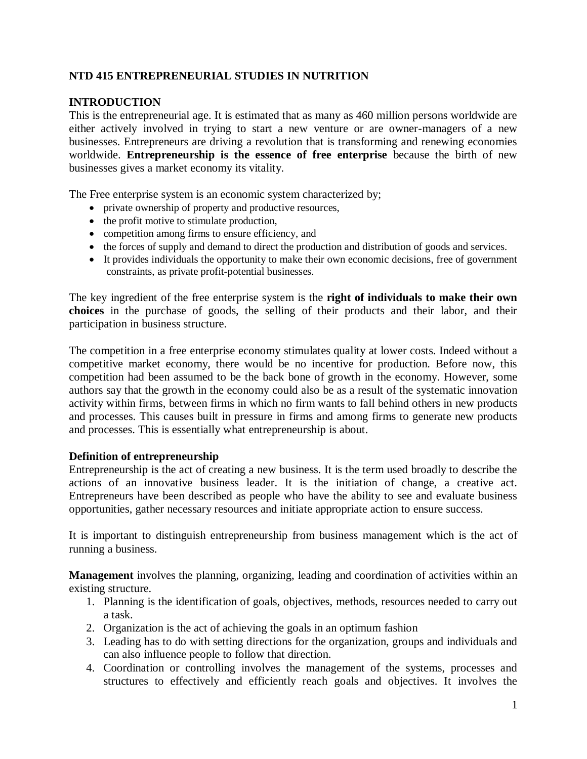# NTD 415 ENTREPRENEURIAL STUDIES IN NUTRITION

## INTRODUCTION

This is the entrepreneurial age. It is estimated that as many as 460 million persons worldwide are either actively involved in trying to start a new venture or are owner-managers of a new businesses. Entrepreneurs are driving a revolution that is transforming and renewing economies worldwide. **Entrepreneurship is the essence of free enterprise** because the birth of new businesses gives a market economy its vitality.

The Free enterprise system is an economic system characterized by;

- private ownership of property and productive resources,
- the profit motive to stimulate production,
- competition among firms to ensure efficiency, and
- the forces of supply and demand to direct the production and distribution of goods and services.
- It provides individuals the opportunity to make their own economic decisions, free of government constraints, as private profit-potential businesses.

The key ingredient of the free enterprise system is the **right of individuals to make their own choices** in the purchase of goods, the selling of their products and their labor, and their participation in business structure.

The competition in a free enterprise economy stimulates quality at lower costs. Indeed without a competitive market economy, there would be no incentive for production. Before now, this competition had been assumed to be the back bone of growth in the economy. However, some authors say that the growth in the economy could also be as a result of the systematic innovation activity within firms, between firms in which no firm wants to fall behind others in new products and processes. This causes built in pressure in firms and among firms to generate new products and processes. This is essentially what entrepreneurship is about.

### Definition of entrepreneurship

Entrepreneurship is the act of creating a new business. It is the term used broadly to describe the actions of an innovative business leader. It is the initiation of change, a creative act. Entrepreneurs have been described as people who have the ability to see and evaluate business opportunities, gather necessary resources and initiate appropriate action to ensure success.

It is important to distinguish entrepreneurship from business management which is the act of running a business.

**Management** involves the planning, organizing, leading and coordination of activities within an existing structure.

1. Planning is the identification of goals, objectives, methods, resources needed to carry out a task.
2. Organization is the act of achieving the goals in an optimum fashion
3. Leading has to do with setting directions for the organization, groups and individuals and can also influence people to follow that direction.
4. Coordination or controlling involves the management of the systems, processes and structures to effectively and efficiently reach goals and objectives. It involves the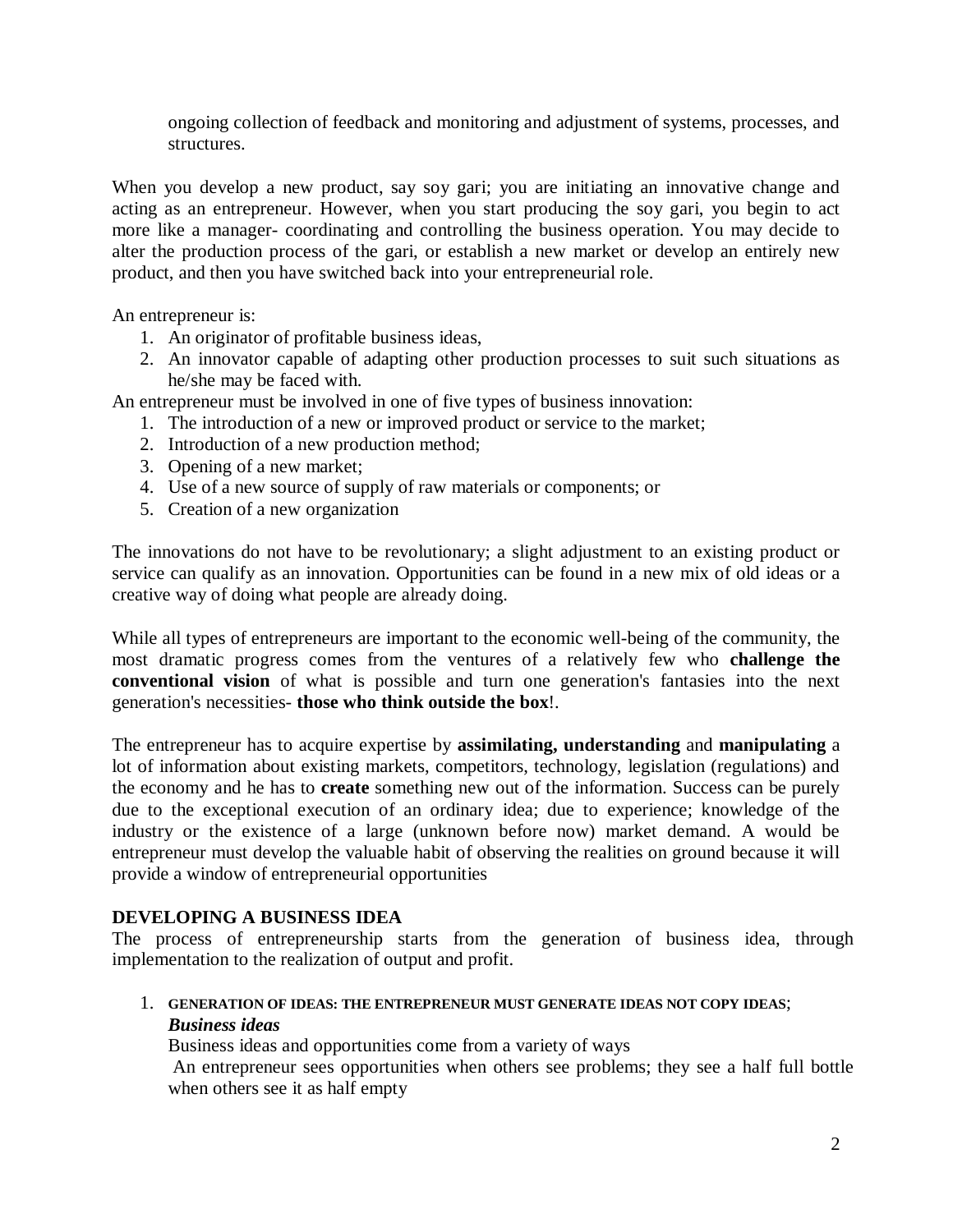ongoing collection of feedback and monitoring and adjustment of systems, processes, and structures.

When you develop a new product, say soy gari; you are initiating an innovative change and acting as an entrepreneur. However, when you start producing the soy gari, you begin to act more like a manager- coordinating and controlling the business operation. You may decide to alter the production process of the gari, or establish a new market or develop an entirely new product, and then you have switched back into your entrepreneurial role.

An entrepreneur is:

1. An originator of profitable business ideas,
2. An innovator capable of adapting other production processes to suit such situations as he/she may be faced with.

An entrepreneur must be involved in one of five types of business innovation:

1. The introduction of a new or improved product or service to the market;
2. Introduction of a new production method;
3. Opening of a new market;
4. Use of a new source of supply of raw materials or components; or
5. Creation of a new organization

The innovations do not have to be revolutionary; a slight adjustment to an existing product or service can qualify as an innovation. Opportunities can be found in a new mix of old ideas or a creative way of doing what people are already doing.

While all types of entrepreneurs are important to the economic well-being of the community, the most dramatic progress comes from the ventures of a relatively few who **challenge the conventional vision** of what is possible and turn one generation's fantasies into the next generation's necessities- **those who think outside the box**!.

The entrepreneur has to acquire expertise by **assimilating, understanding** and **manipulating** a lot of information about existing markets, competitors, technology, legislation (regulations) and the economy and he has to **create** something new out of the information. Success can be purely due to the exceptional execution of an ordinary idea; due to experience; knowledge of the industry or the existence of a large (unknown before now) market demand. A would be entrepreneur must develop the valuable habit of observing the realities on ground because it will provide a window of entrepreneurial opportunities

## DEVELOPING A BUSINESS IDEA

The process of entrepreneurship starts from the generation of business idea, through implementation to the realization of output and profit.

1. **GENERATION OF IDEAS: THE ENTREPRENEUR MUST GENERATE IDEAS NOT COPY IDEAS**;

   ***Business ideas***

   Business ideas and opportunities come from a variety of ways

   An entrepreneur sees opportunities when others see problems; they see a half full bottle when others see it as half empty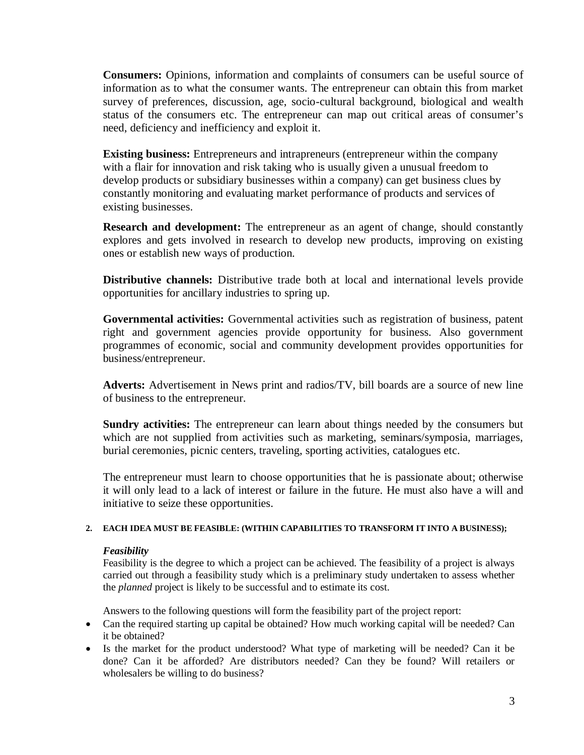**Consumers:** Opinions, information and complaints of consumers can be useful source of information as to what the consumer wants. The entrepreneur can obtain this from market survey of preferences, discussion, age, socio-cultural background, biological and wealth status of the consumers etc. The entrepreneur can map out critical areas of consumer's need, deficiency and inefficiency and exploit it.

**Existing business:** Entrepreneurs and intrapreneurs (entrepreneur within the company with a flair for innovation and risk taking who is usually given a unusual freedom to develop products or subsidiary businesses within a company) can get business clues by constantly monitoring and evaluating market performance of products and services of existing businesses.

**Research and development:** The entrepreneur as an agent of change, should constantly explores and gets involved in research to develop new products, improving on existing ones or establish new ways of production.

**Distributive channels:** Distributive trade both at local and international levels provide opportunities for ancillary industries to spring up.

**Governmental activities:** Governmental activities such as registration of business, patent right and government agencies provide opportunity for business. Also government programmes of economic, social and community development provides opportunities for business/entrepreneur.

**Adverts:** Advertisement in News print and radios/TV, bill boards are a source of new line of business to the entrepreneur.

**Sundry activities:** The entrepreneur can learn about things needed by the consumers but which are not supplied from activities such as marketing, seminars/symposia, marriages, burial ceremonies, picnic centers, traveling, sporting activities, catalogues etc.

The entrepreneur must learn to choose opportunities that he is passionate about; otherwise it will only lead to a lack of interest or failure in the future. He must also have a will and initiative to seize these opportunities.

#### 2. EACH IDEA MUST BE FEASIBLE: (WITHIN CAPABILITIES TO TRANSFORM IT INTO A BUSINESS);

***Feasibility***

Feasibility is the degree to which a project can be achieved. The feasibility of a project is always carried out through a feasibility study which is a preliminary study undertaken to assess whether the *planned* project is likely to be successful and to estimate its cost.

Answers to the following questions will form the feasibility part of the project report:

- Can the required starting up capital be obtained? How much working capital will be needed? Can it be obtained?
- Is the market for the product understood? What type of marketing will be needed? Can it be done? Can it be afforded? Are distributors needed? Can they be found? Will retailers or wholesalers be willing to do business?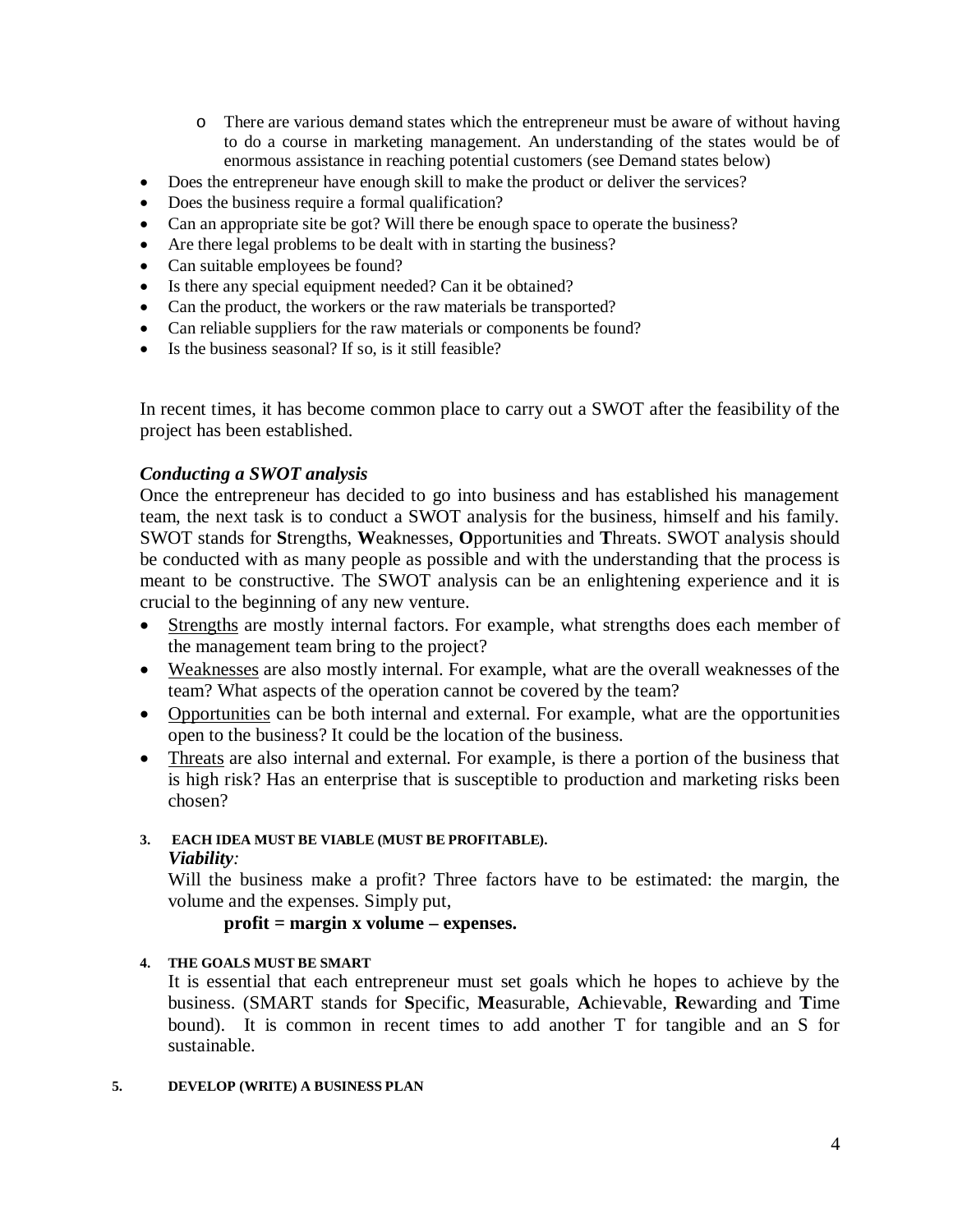- There are various demand states which the entrepreneur must be aware of without having to do a course in marketing management. An understanding of the states would be of enormous assistance in reaching potential customers (see Demand states below)
- Does the entrepreneur have enough skill to make the product or deliver the services?
- Does the business require a formal qualification?
- Can an appropriate site be got? Will there be enough space to operate the business?
- Are there legal problems to be dealt with in starting the business?
- Can suitable employees be found?
- Is there any special equipment needed? Can it be obtained?
- Can the product, the workers or the raw materials be transported?
- Can reliable suppliers for the raw materials or components be found?
- Is the business seasonal? If so, is it still feasible?

In recent times, it has become common place to carry out a SWOT after the feasibility of the project has been established.

***Conducting a SWOT analysis***

Once the entrepreneur has decided to go into business and has established his management team, the next task is to conduct a SWOT analysis for the business, himself and his family. SWOT stands for **S**trengths, **W**eaknesses, **O**pportunities and **T**hreats. SWOT analysis should be conducted with as many people as possible and with the understanding that the process is meant to be constructive. The SWOT analysis can be an enlightening experience and it is crucial to the beginning of any new venture.

- <u>Strengths</u> are mostly internal factors. For example, what strengths does each member of the management team bring to the project?
- <u>Weaknesses</u> are also mostly internal. For example, what are the overall weaknesses of the team? What aspects of the operation cannot be covered by the team?
- <u>Opportunities</u> can be both internal and external. For example, what are the opportunities open to the business? It could be the location of the business.
- <u>Threats</u> are also internal and external. For example, is there a portion of the business that is high risk? Has an enterprise that is susceptible to production and marketing risks been chosen?

**3. EACH IDEA MUST BE VIABLE (MUST BE PROFITABLE).**

***Viability:***

Will the business make a profit? Three factors have to be estimated: the margin, the volume and the expenses. Simply put,

**profit = margin x volume – expenses.**

**4. THE GOALS MUST BE SMART**

It is essential that each entrepreneur must set goals which he hopes to achieve by the business. (SMART stands for **S**pecific, **M**easurable, **A**chievable, **R**ewarding and **T**ime bound). It is common in recent times to add another T for tangible and an S for sustainable.

**5. DEVELOP (WRITE) A BUSINESS PLAN**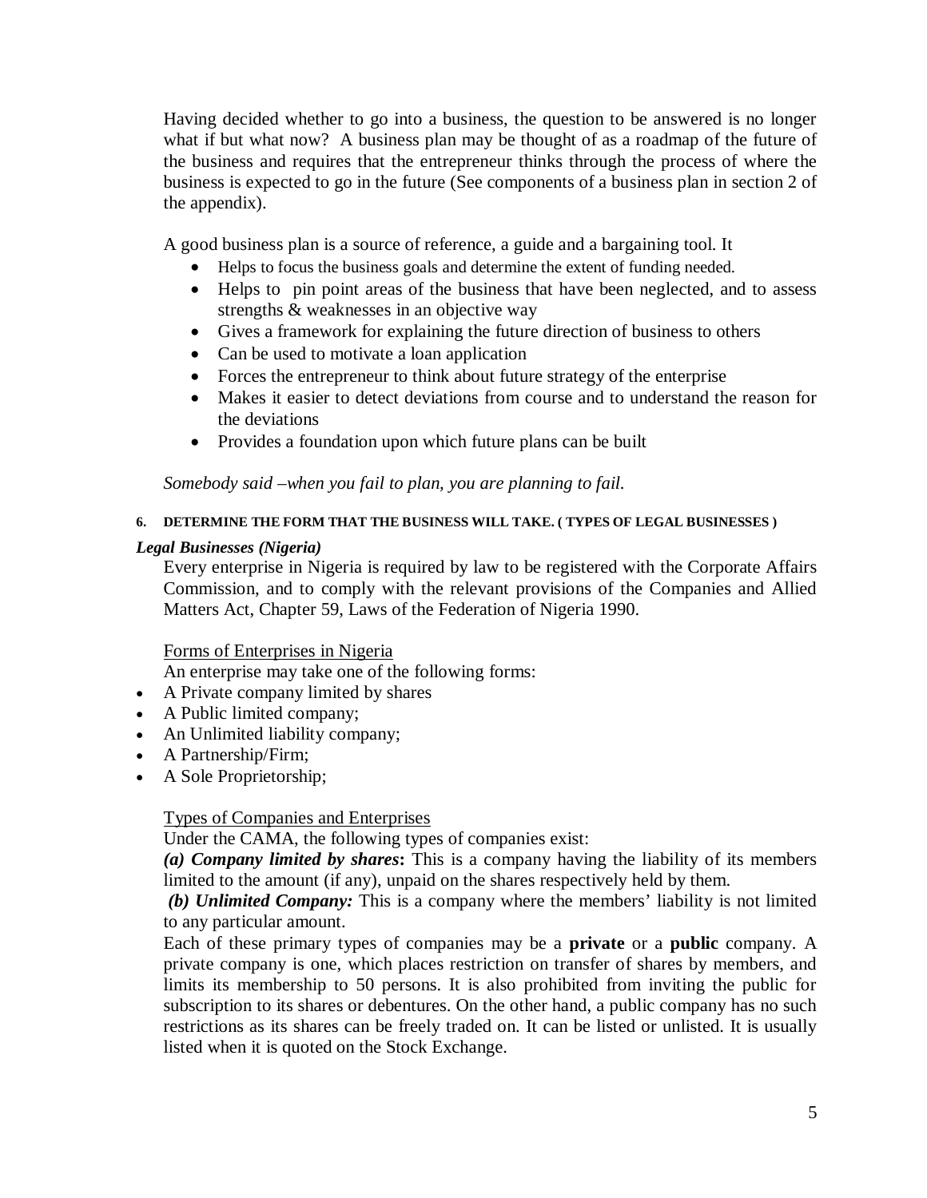Having decided whether to go into a business, the question to be answered is no longer what if but what now? A business plan may be thought of as a roadmap of the future of the business and requires that the entrepreneur thinks through the process of where the business is expected to go in the future (See components of a business plan in section 2 of the appendix).

A good business plan is a source of reference, a guide and a bargaining tool. It

- Helps to focus the business goals and determine the extent of funding needed.
- Helps to pin point areas of the business that have been neglected, and to assess strengths & weaknesses in an objective way
- Gives a framework for explaining the future direction of business to others
- Can be used to motivate a loan application
- Forces the entrepreneur to think about future strategy of the enterprise
- Makes it easier to detect deviations from course and to understand the reason for the deviations
- Provides a foundation upon which future plans can be built

*Somebody said –when you fail to plan, you are planning to fail.*

#### 6. DETERMINE THE FORM THAT THE BUSINESS WILL TAKE. ( TYPES OF LEGAL BUSINESSES )

***Legal Businesses (Nigeria)***

Every enterprise in Nigeria is required by law to be registered with the Corporate Affairs Commission, and to comply with the relevant provisions of the Companies and Allied Matters Act, Chapter 59, Laws of the Federation of Nigeria 1990.

<u>Forms of Enterprises in Nigeria</u>

An enterprise may take one of the following forms:

- A Private company limited by shares
- A Public limited company;
- An Unlimited liability company;
- A Partnership/Firm;
- A Sole Proprietorship;

<u>Types of Companies and Enterprises</u>

Under the CAMA, the following types of companies exist:

***(a) Company limited by shares*:** This is a company having the liability of its members limited to the amount (if any), unpaid on the shares respectively held by them.

***(b) Unlimited Company:*** This is a company where the members' liability is not limited to any particular amount.

Each of these primary types of companies may be a **private** or a **public** company. A private company is one, which places restriction on transfer of shares by members, and limits its membership to 50 persons. It is also prohibited from inviting the public for subscription to its shares or debentures. On the other hand, a public company has no such restrictions as its shares can be freely traded on. It can be listed or unlisted. It is usually listed when it is quoted on the Stock Exchange.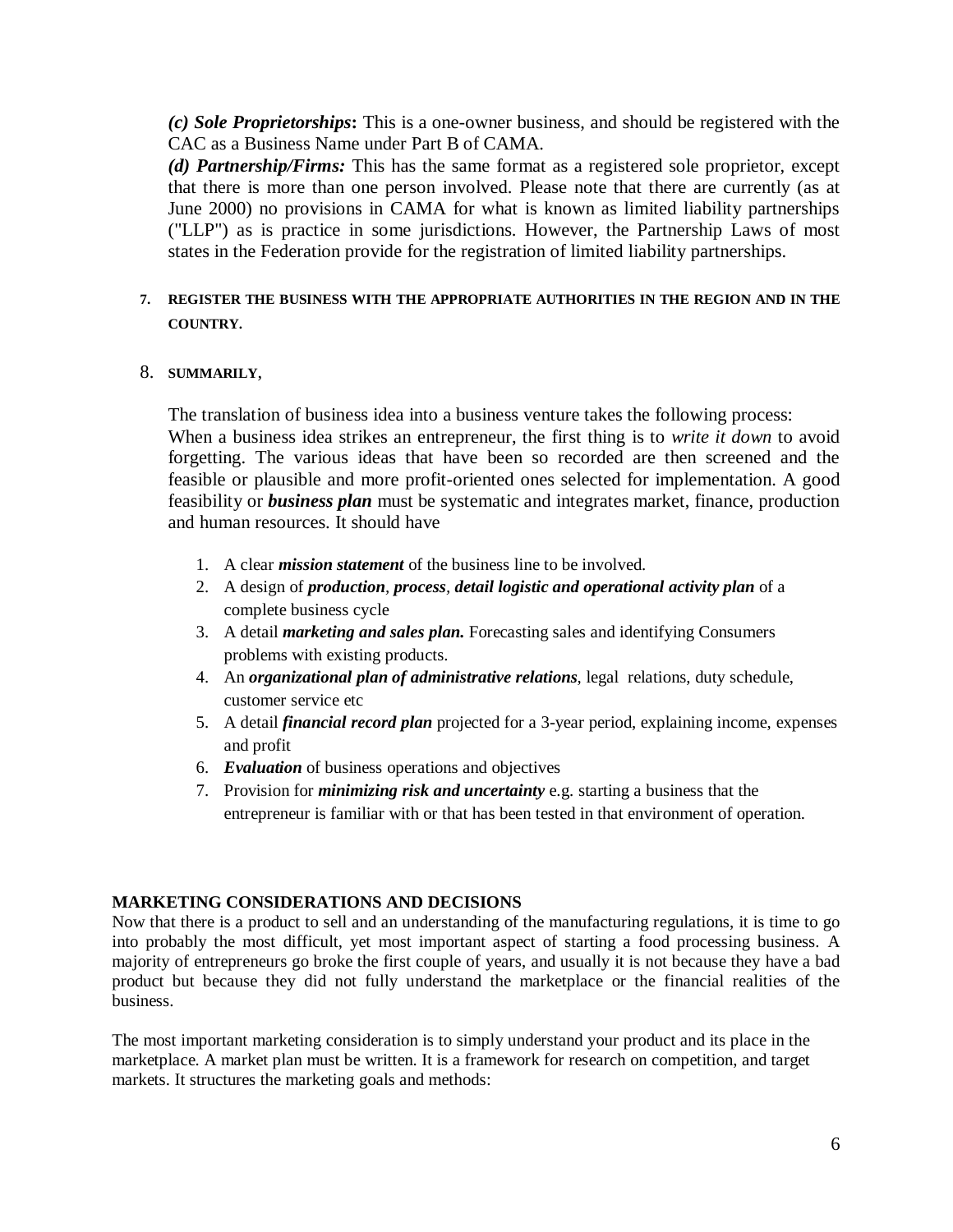***(c) Sole Proprietorships*:** This is a one-owner business, and should be registered with the CAC as a Business Name under Part B of CAMA.

***(d) Partnership/Firms:*** This has the same format as a registered sole proprietor, except that there is more than one person involved. Please note that there are currently (as at June 2000) no provisions in CAMA for what is known as limited liability partnerships ("LLP") as is practice in some jurisdictions. However, the Partnership Laws of most states in the Federation provide for the registration of limited liability partnerships.

7. **REGISTER THE BUSINESS WITH THE APPROPRIATE AUTHORITIES IN THE REGION AND IN THE COUNTRY.**

8. **SUMMARILY,**

The translation of business idea into a business venture takes the following process: When a business idea strikes an entrepreneur, the first thing is to *write it down* to avoid forgetting. The various ideas that have been so recorded are then screened and the feasible or plausible and more profit-oriented ones selected for implementation. A good feasibility or ***business plan*** must be systematic and integrates market, finance, production and human resources. It should have

1. A clear ***mission statement*** of the business line to be involved.
2. A design of ***production***, ***process***, ***detail logistic and operational activity plan*** of a complete business cycle
3. A detail ***marketing and sales plan.*** Forecasting sales and identifying Consumers problems with existing products.
4. An ***organizational plan of administrative relations***, legal relations, duty schedule, customer service etc
5. A detail ***financial record plan*** projected for a 3-year period, explaining income, expenses and profit
6. ***Evaluation*** of business operations and objectives
7. Provision for ***minimizing risk and uncertainty*** e.g. starting a business that the entrepreneur is familiar with or that has been tested in that environment of operation.

**MARKETING CONSIDERATIONS AND DECISIONS**

Now that there is a product to sell and an understanding of the manufacturing regulations, it is time to go into probably the most difficult, yet most important aspect of starting a food processing business. A majority of entrepreneurs go broke the first couple of years, and usually it is not because they have a bad product but because they did not fully understand the marketplace or the financial realities of the business.

The most important marketing consideration is to simply understand your product and its place in the marketplace. A market plan must be written. It is a framework for research on competition, and target markets. It structures the marketing goals and methods: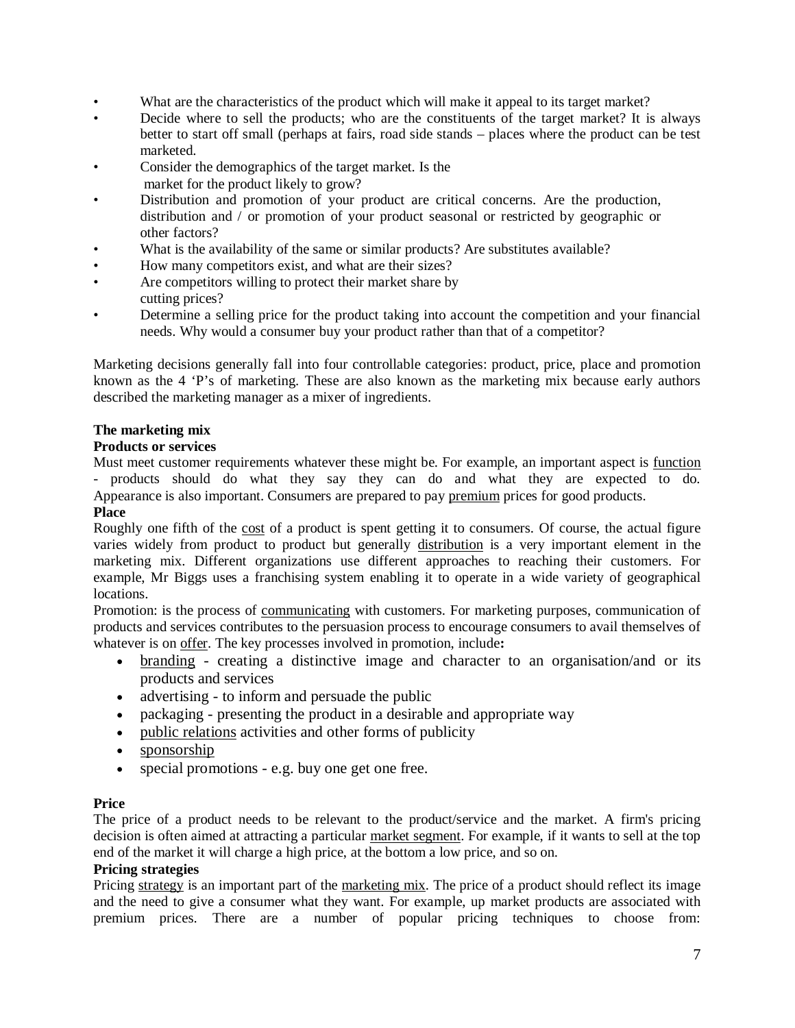- What are the characteristics of the product which will make it appeal to its target market?
- Decide where to sell the products; who are the constituents of the target market? It is always better to start off small (perhaps at fairs, road side stands – places where the product can be test marketed.
- Consider the demographics of the target market. Is the market for the product likely to grow?
- Distribution and promotion of your product are critical concerns. Are the production, distribution and / or promotion of your product seasonal or restricted by geographic or other factors?
- What is the availability of the same or similar products? Are substitutes available?
- How many competitors exist, and what are their sizes?
- Are competitors willing to protect their market share by cutting prices?
- Determine a selling price for the product taking into account the competition and your financial needs. Why would a consumer buy your product rather than that of a competitor?

Marketing decisions generally fall into four controllable categories: product, price, place and promotion known as the 4 'P's of marketing. These are also known as the marketing mix because early authors described the marketing manager as a mixer of ingredients.

**The marketing mix**

**Products or services**

Must meet customer requirements whatever these might be. For example, an important aspect is function - products should do what they say they can do and what they are expected to do. Appearance is also important. Consumers are prepared to pay premium prices for good products.

**Place**

Roughly one fifth of the cost of a product is spent getting it to consumers. Of course, the actual figure varies widely from product to product but generally distribution is a very important element in the marketing mix. Different organizations use different approaches to reaching their customers. For example, Mr Biggs uses a franchising system enabling it to operate in a wide variety of geographical locations.

Promotion: is the process of communicating with customers. For marketing purposes, communication of products and services contributes to the persuasion process to encourage consumers to avail themselves of whatever is on offer. The key processes involved in promotion, include**:**

- branding - creating a distinctive image and character to an organisation/and or its products and services
- advertising - to inform and persuade the public
- packaging - presenting the product in a desirable and appropriate way
- public relations activities and other forms of publicity
- sponsorship
- special promotions - e.g. buy one get one free.

**Price**

The price of a product needs to be relevant to the product/service and the market. A firm's pricing decision is often aimed at attracting a particular market segment. For example, if it wants to sell at the top end of the market it will charge a high price, at the bottom a low price, and so on.

**Pricing strategies**

Pricing strategy is an important part of the marketing mix. The price of a product should reflect its image and the need to give a consumer what they want. For example, up market products are associated with premium prices. There are a number of popular pricing techniques to choose from: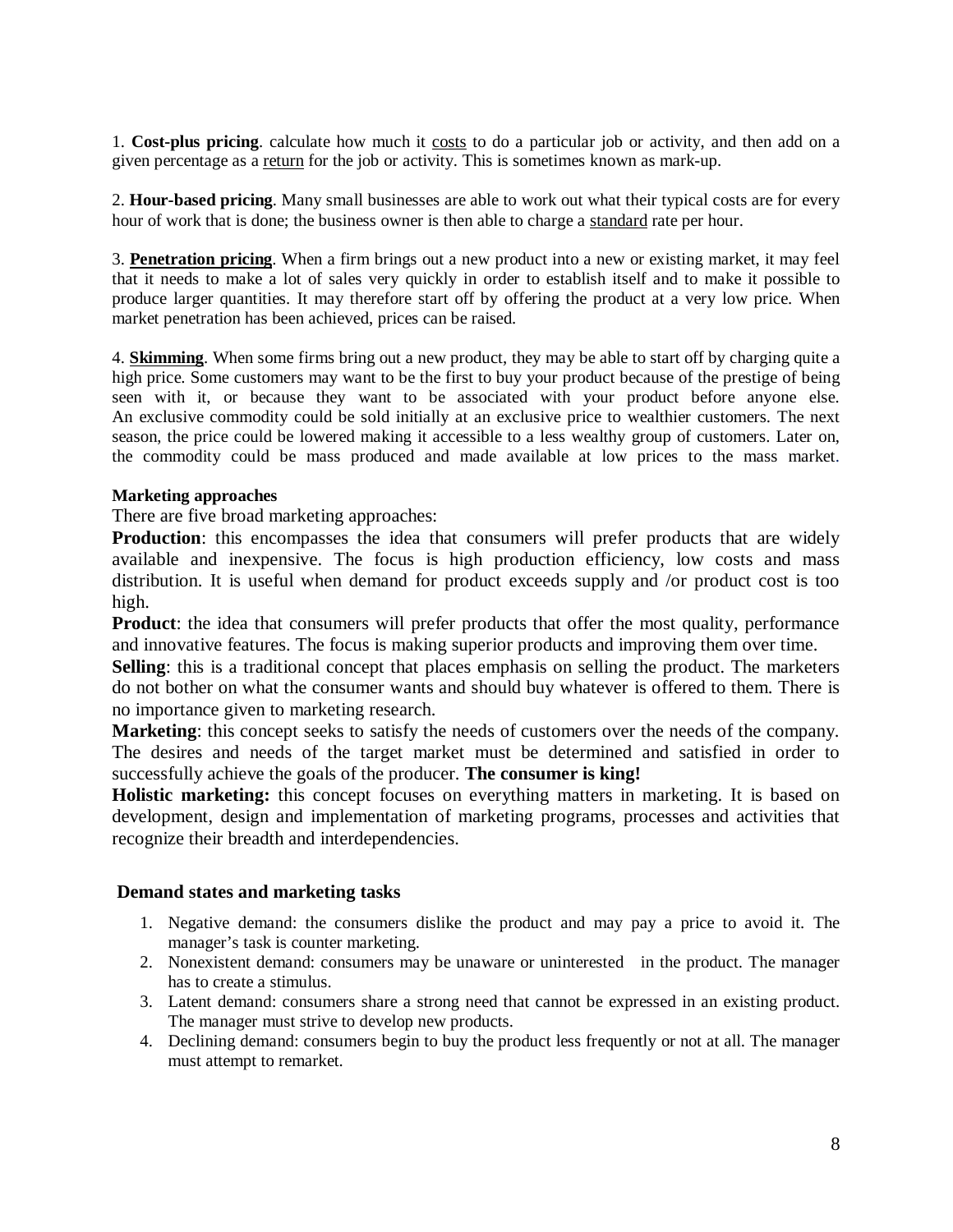1. **Cost-plus pricing**. calculate how much it costs to do a particular job or activity, and then add on a given percentage as a return for the job or activity. This is sometimes known as mark-up.

2. **Hour-based pricing**. Many small businesses are able to work out what their typical costs are for every hour of work that is done; the business owner is then able to charge a standard rate per hour.

3. **Penetration pricing**. When a firm brings out a new product into a new or existing market, it may feel that it needs to make a lot of sales very quickly in order to establish itself and to make it possible to produce larger quantities. It may therefore start off by offering the product at a very low price. When market penetration has been achieved, prices can be raised.

4. **Skimming**. When some firms bring out a new product, they may be able to start off by charging quite a high price. Some customers may want to be the first to buy your product because of the prestige of being seen with it, or because they want to be associated with your product before anyone else. An exclusive commodity could be sold initially at an exclusive price to wealthier customers. The next season, the price could be lowered making it accessible to a less wealthy group of customers. Later on, the commodity could be mass produced and made available at low prices to the mass market.

**Marketing approaches**

There are five broad marketing approaches:

**Production**: this encompasses the idea that consumers will prefer products that are widely available and inexpensive. The focus is high production efficiency, low costs and mass distribution. It is useful when demand for product exceeds supply and /or product cost is too high.

**Product**: the idea that consumers will prefer products that offer the most quality, performance and innovative features. The focus is making superior products and improving them over time.

**Selling**: this is a traditional concept that places emphasis on selling the product. The marketers do not bother on what the consumer wants and should buy whatever is offered to them. There is no importance given to marketing research.

**Marketing**: this concept seeks to satisfy the needs of customers over the needs of the company. The desires and needs of the target market must be determined and satisfied in order to successfully achieve the goals of the producer. **The consumer is king!**

**Holistic marketing:** this concept focuses on everything matters in marketing. It is based on development, design and implementation of marketing programs, processes and activities that recognize their breadth and interdependencies.

**Demand states and marketing tasks**

1. Negative demand: the consumers dislike the product and may pay a price to avoid it. The manager's task is counter marketing.
2. Nonexistent demand: consumers may be unaware or uninterested in the product. The manager has to create a stimulus.
3. Latent demand: consumers share a strong need that cannot be expressed in an existing product. The manager must strive to develop new products.
4. Declining demand: consumers begin to buy the product less frequently or not at all. The manager must attempt to remarket.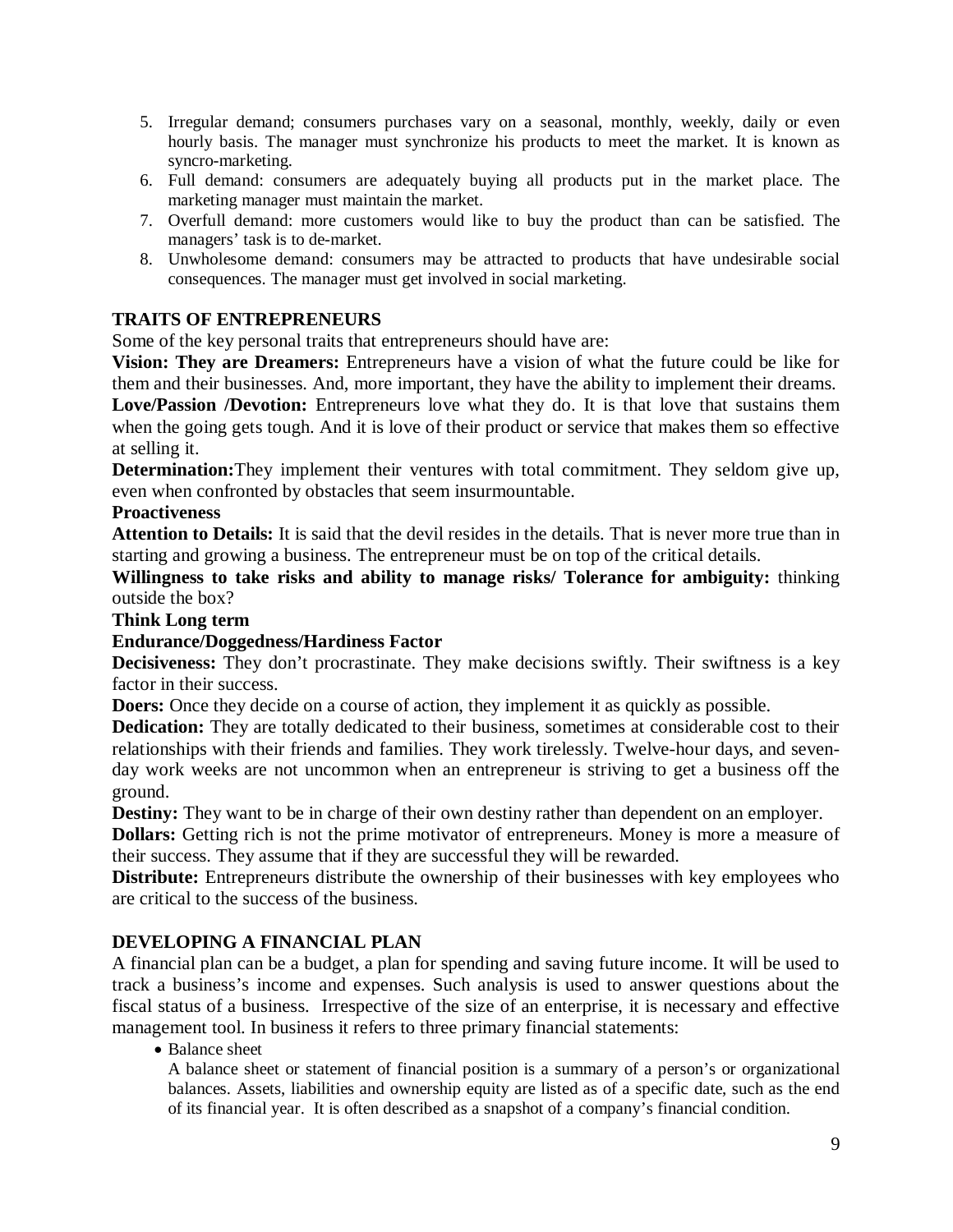5. Irregular demand; consumers purchases vary on a seasonal, monthly, weekly, daily or even hourly basis. The manager must synchronize his products to meet the market. It is known as syncro-marketing.
6. Full demand: consumers are adequately buying all products put in the market place. The marketing manager must maintain the market.
7. Overfull demand: more customers would like to buy the product than can be satisfied. The managers' task is to de-market.
8. Unwholesome demand: consumers may be attracted to products that have undesirable social consequences. The manager must get involved in social marketing.

## TRAITS OF ENTREPRENEURS

Some of the key personal traits that entrepreneurs should have are:

**Vision: They are Dreamers:** Entrepreneurs have a vision of what the future could be like for them and their businesses. And, more important, they have the ability to implement their dreams.

**Love/Passion /Devotion:** Entrepreneurs love what they do. It is that love that sustains them when the going gets tough. And it is love of their product or service that makes them so effective at selling it.

**Determination:**They implement their ventures with total commitment. They seldom give up, even when confronted by obstacles that seem insurmountable.

**Proactiveness**

**Attention to Details:** It is said that the devil resides in the details. That is never more true than in starting and growing a business. The entrepreneur must be on top of the critical details.

**Willingness to take risks and ability to manage risks/ Tolerance for ambiguity:** thinking outside the box?

**Think Long term**

**Endurance/Doggedness/Hardiness Factor**

**Decisiveness:** They don't procrastinate. They make decisions swiftly. Their swiftness is a key factor in their success.

**Doers:** Once they decide on a course of action, they implement it as quickly as possible.

**Dedication:** They are totally dedicated to their business, sometimes at considerable cost to their relationships with their friends and families. They work tirelessly. Twelve-hour days, and seven-day work weeks are not uncommon when an entrepreneur is striving to get a business off the ground.

**Destiny:** They want to be in charge of their own destiny rather than dependent on an employer.

**Dollars:** Getting rich is not the prime motivator of entrepreneurs. Money is more a measure of their success. They assume that if they are successful they will be rewarded.

**Distribute:** Entrepreneurs distribute the ownership of their businesses with key employees who are critical to the success of the business.

## DEVELOPING A FINANCIAL PLAN

A financial plan can be a budget, a plan for spending and saving future income. It will be used to track a business's income and expenses. Such analysis is used to answer questions about the fiscal status of a business. Irrespective of the size of an enterprise, it is necessary and effective management tool. In business it refers to three primary financial statements:

- Balance sheet

  A balance sheet or statement of financial position is a summary of a person's or organizational balances. Assets, liabilities and ownership equity are listed as of a specific date, such as the end of its financial year. It is often described as a snapshot of a company's financial condition.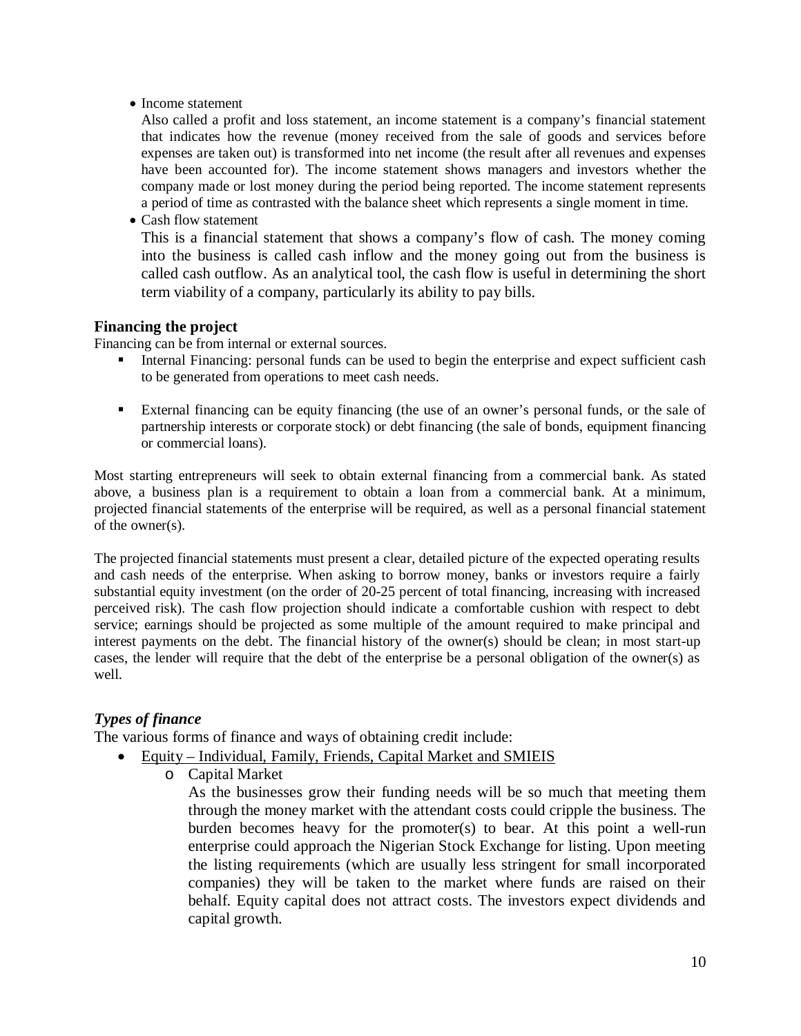- Income statement

  Also called a profit and loss statement, an income statement is a company's financial statement that indicates how the revenue (money received from the sale of goods and services before expenses are taken out) is transformed into net income (the result after all revenues and expenses have been accounted for). The income statement shows managers and investors whether the company made or lost money during the period being reported. The income statement represents a period of time as contrasted with the balance sheet which represents a single moment in time.

- Cash flow statement

  This is a financial statement that shows a company's flow of cash. The money coming into the business is called cash inflow and the money going out from the business is called cash outflow. As an analytical tool, the cash flow is useful in determining the short term viability of a company, particularly its ability to pay bills.

**Financing the project**

Financing can be from internal or external sources.

- Internal Financing: personal funds can be used to begin the enterprise and expect sufficient cash to be generated from operations to meet cash needs.

- External financing can be equity financing (the use of an owner's personal funds, or the sale of partnership interests or corporate stock) or debt financing (the sale of bonds, equipment financing or commercial loans).

Most starting entrepreneurs will seek to obtain external financing from a commercial bank. As stated above, a business plan is a requirement to obtain a loan from a commercial bank. At a minimum, projected financial statements of the enterprise will be required, as well as a personal financial statement of the owner(s).

The projected financial statements must present a clear, detailed picture of the expected operating results and cash needs of the enterprise. When asking to borrow money, banks or investors require a fairly substantial equity investment (on the order of 20-25 percent of total financing, increasing with increased perceived risk). The cash flow projection should indicate a comfortable cushion with respect to debt service; earnings should be projected as some multiple of the amount required to make principal and interest payments on the debt. The financial history of the owner(s) should be clean; in most start-up cases, the lender will require that the debt of the enterprise be a personal obligation of the owner(s) as well.

***Types of finance***

The various forms of finance and ways of obtaining credit include:

- Equity – Individual, Family, Friends, Capital Market and SMIEIS
  - Capital Market

    As the businesses grow their funding needs will be so much that meeting them through the money market with the attendant costs could cripple the business. The burden becomes heavy for the promoter(s) to bear. At this point a well-run enterprise could approach the Nigerian Stock Exchange for listing. Upon meeting the listing requirements (which are usually less stringent for small incorporated companies) they will be taken to the market where funds are raised on their behalf. Equity capital does not attract costs. The investors expect dividends and capital growth.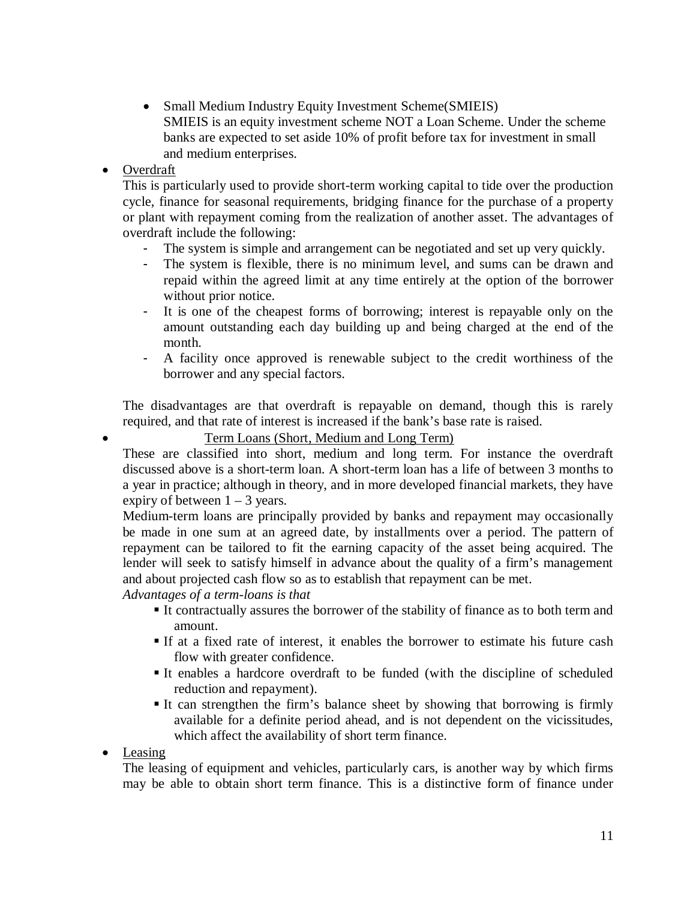- Small Medium Industry Equity Investment Scheme(SMIEIS)
  SMIEIS is an equity investment scheme NOT a Loan Scheme. Under the scheme banks are expected to set aside 10% of profit before tax for investment in small and medium enterprises.

- Overdraft

  This is particularly used to provide short-term working capital to tide over the production cycle, finance for seasonal requirements, bridging finance for the purchase of a property or plant with repayment coming from the realization of another asset. The advantages of overdraft include the following:

  - The system is simple and arrangement can be negotiated and set up very quickly.
  - The system is flexible, there is no minimum level, and sums can be drawn and repaid within the agreed limit at any time entirely at the option of the borrower without prior notice.
  - It is one of the cheapest forms of borrowing; interest is repayable only on the amount outstanding each day building up and being charged at the end of the month.
  - A facility once approved is renewable subject to the credit worthiness of the borrower and any special factors.

  The disadvantages are that overdraft is repayable on demand, though this is rarely required, and that rate of interest is increased if the bank's base rate is raised.

- Term Loans (Short, Medium and Long Term)

  These are classified into short, medium and long term. For instance the overdraft discussed above is a short-term loan. A short-term loan has a life of between 3 months to a year in practice; although in theory, and in more developed financial markets, they have expiry of between 1 – 3 years.

  Medium-term loans are principally provided by banks and repayment may occasionally be made in one sum at an agreed date, by installments over a period. The pattern of repayment can be tailored to fit the earning capacity of the asset being acquired. The lender will seek to satisfy himself in advance about the quality of a firm's management and about projected cash flow so as to establish that repayment can be met.

  *Advantages of a term-loans is that*

  - It contractually assures the borrower of the stability of finance as to both term and amount.
  - If at a fixed rate of interest, it enables the borrower to estimate his future cash flow with greater confidence.
  - It enables a hardcore overdraft to be funded (with the discipline of scheduled reduction and repayment).
  - It can strengthen the firm's balance sheet by showing that borrowing is firmly available for a definite period ahead, and is not dependent on the vicissitudes, which affect the availability of short term finance.

- Leasing

  The leasing of equipment and vehicles, particularly cars, is another way by which firms may be able to obtain short term finance. This is a distinctive form of finance under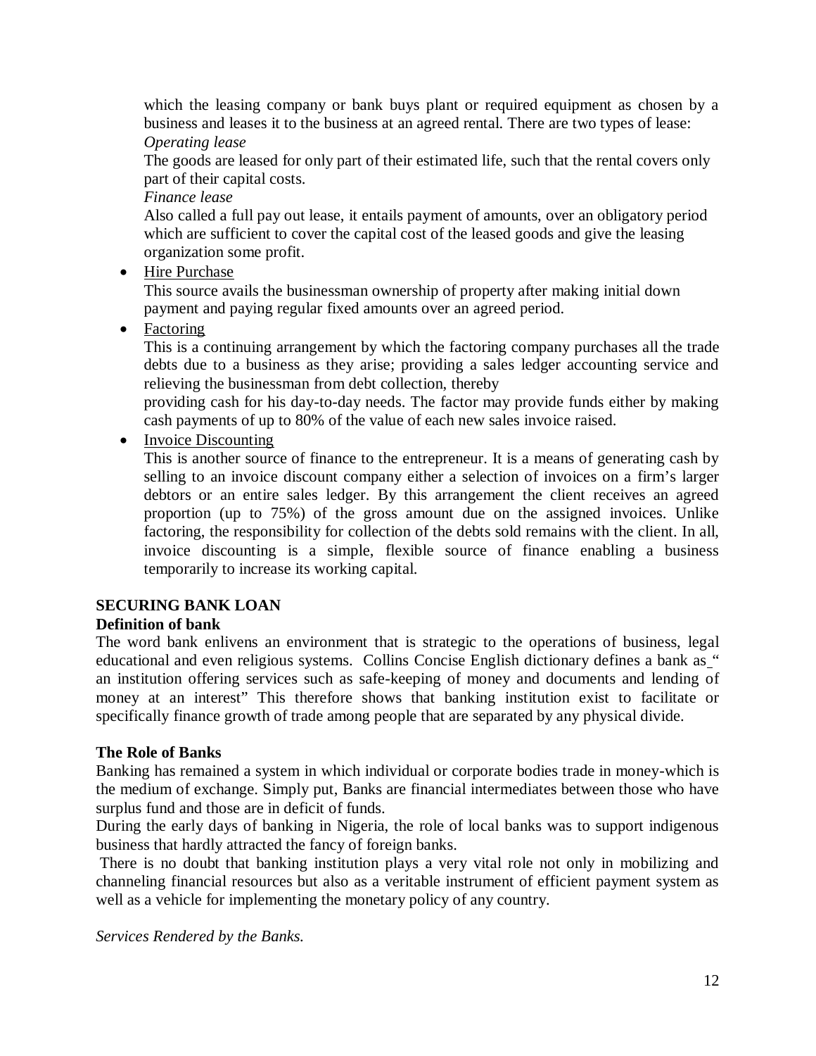which the leasing company or bank buys plant or required equipment as chosen by a business and leases it to the business at an agreed rental. There are two types of lease:

*Operating lease*

The goods are leased for only part of their estimated life, such that the rental covers only part of their capital costs.

*Finance lease*

Also called a full pay out lease, it entails payment of amounts, over an obligatory period which are sufficient to cover the capital cost of the leased goods and give the leasing organization some profit.

- Hire Purchase

  This source avails the businessman ownership of property after making initial down payment and paying regular fixed amounts over an agreed period.

- Factoring

  This is a continuing arrangement by which the factoring company purchases all the trade debts due to a business as they arise; providing a sales ledger accounting service and relieving the businessman from debt collection, thereby providing cash for his day-to-day needs. The factor may provide funds either by making cash payments of up to 80% of the value of each new sales invoice raised.

- Invoice Discounting

  This is another source of finance to the entrepreneur. It is a means of generating cash by selling to an invoice discount company either a selection of invoices on a firm's larger debtors or an entire sales ledger. By this arrangement the client receives an agreed proportion (up to 75%) of the gross amount due on the assigned invoices. Unlike factoring, the responsibility for collection of the debts sold remains with the client. In all, invoice discounting is a simple, flexible source of finance enabling a business temporarily to increase its working capital.

## SECURING BANK LOAN

### Definition of bank

The word bank enlivens an environment that is strategic to the operations of business, legal educational and even religious systems. Collins Concise English dictionary defines a bank as " an institution offering services such as safe-keeping of money and documents and lending of money at an interest" This therefore shows that banking institution exist to facilitate or specifically finance growth of trade among people that are separated by any physical divide.

### The Role of Banks

Banking has remained a system in which individual or corporate bodies trade in money-which is the medium of exchange. Simply put, Banks are financial intermediates between those who have surplus fund and those are in deficit of funds.

During the early days of banking in Nigeria, the role of local banks was to support indigenous business that hardly attracted the fancy of foreign banks.

There is no doubt that banking institution plays a very vital role not only in mobilizing and channeling financial resources but also as a veritable instrument of efficient payment system as well as a vehicle for implementing the monetary policy of any country.

*Services Rendered by the Banks.*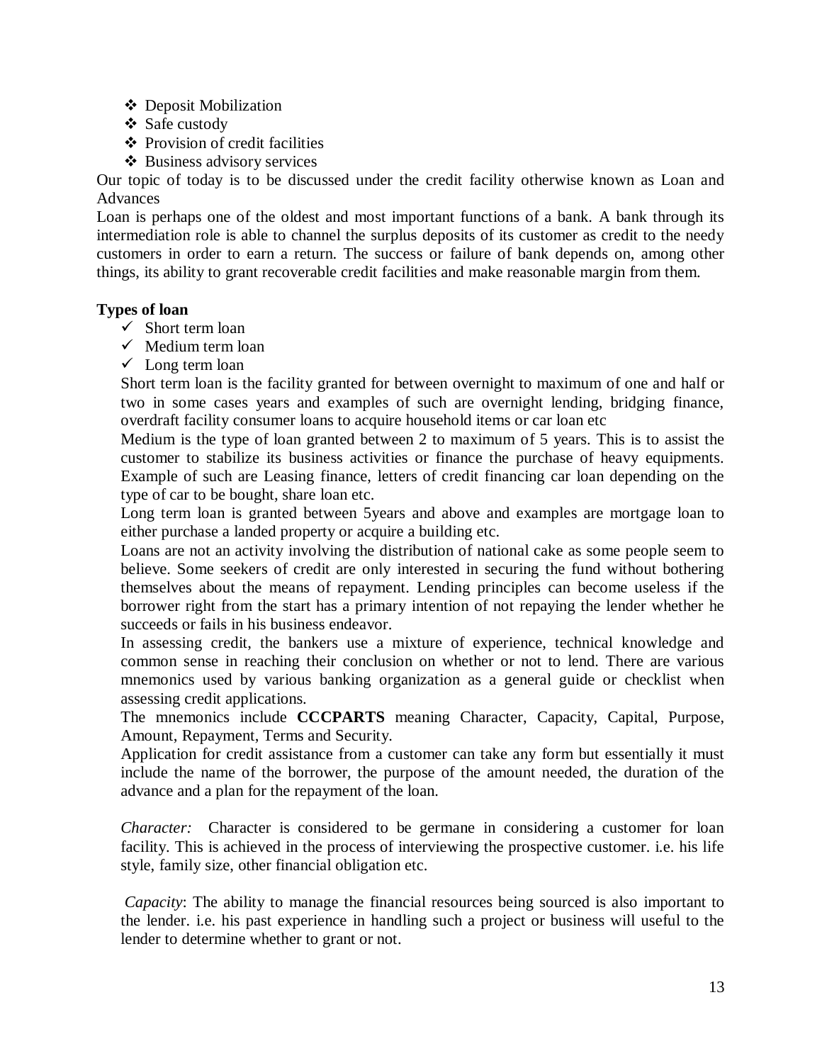- Deposit Mobilization
- Safe custody
- Provision of credit facilities
- Business advisory services

Our topic of today is to be discussed under the credit facility otherwise known as Loan and Advances

Loan is perhaps one of the oldest and most important functions of a bank. A bank through its intermediation role is able to channel the surplus deposits of its customer as credit to the needy customers in order to earn a return. The success or failure of bank depends on, among other things, its ability to grant recoverable credit facilities and make reasonable margin from them.

**Types of loan**

- Short term loan
- Medium term loan
- Long term loan

Short term loan is the facility granted for between overnight to maximum of one and half or two in some cases years and examples of such are overnight lending, bridging finance, overdraft facility consumer loans to acquire household items or car loan etc

Medium is the type of loan granted between 2 to maximum of 5 years. This is to assist the customer to stabilize its business activities or finance the purchase of heavy equipments. Example of such are Leasing finance, letters of credit financing car loan depending on the type of car to be bought, share loan etc.

Long term loan is granted between 5years and above and examples are mortgage loan to either purchase a landed property or acquire a building etc.

Loans are not an activity involving the distribution of national cake as some people seem to believe. Some seekers of credit are only interested in securing the fund without bothering themselves about the means of repayment. Lending principles can become useless if the borrower right from the start has a primary intention of not repaying the lender whether he succeeds or fails in his business endeavor.

In assessing credit, the bankers use a mixture of experience, technical knowledge and common sense in reaching their conclusion on whether or not to lend. There are various mnemonics used by various banking organization as a general guide or checklist when assessing credit applications.

The mnemonics include **CCCPARTS** meaning Character, Capacity, Capital, Purpose, Amount, Repayment, Terms and Security.

Application for credit assistance from a customer can take any form but essentially it must include the name of the borrower, the purpose of the amount needed, the duration of the advance and a plan for the repayment of the loan.

*Character:* Character is considered to be germane in considering a customer for loan facility. This is achieved in the process of interviewing the prospective customer. i.e. his life style, family size, other financial obligation etc.

*Capacity*: The ability to manage the financial resources being sourced is also important to the lender. i.e. his past experience in handling such a project or business will useful to the lender to determine whether to grant or not.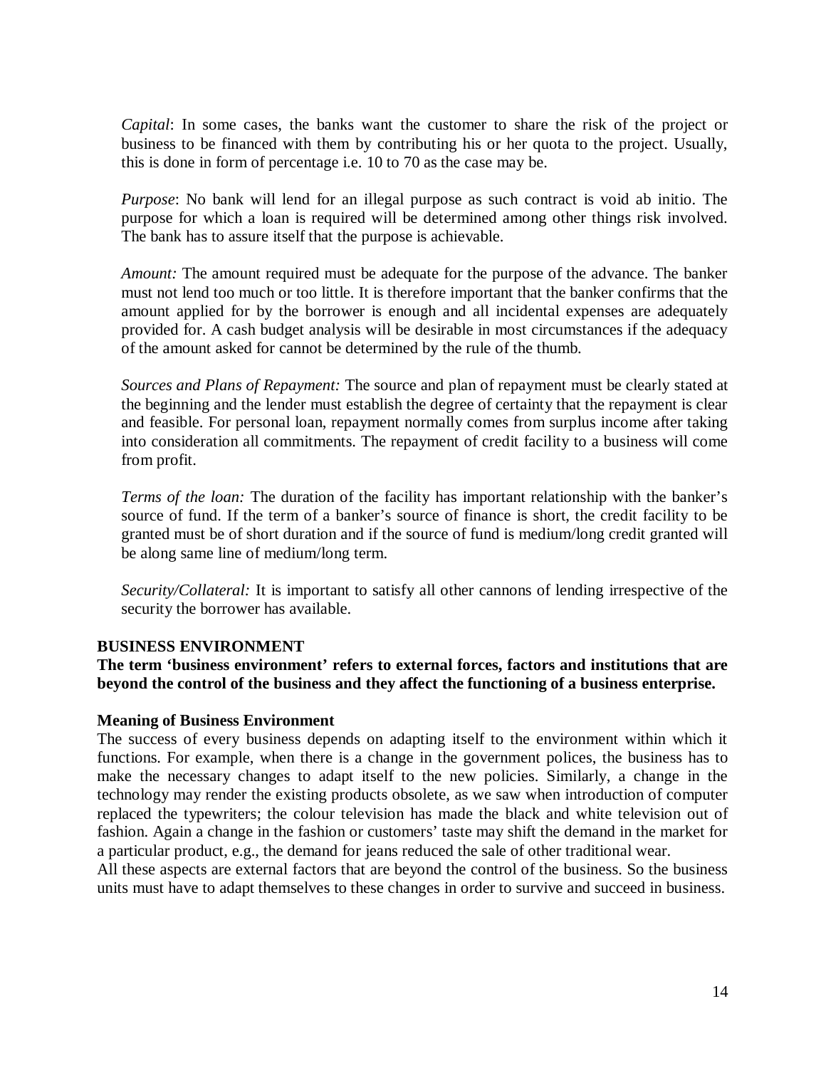*Capital*: In some cases, the banks want the customer to share the risk of the project or business to be financed with them by contributing his or her quota to the project. Usually, this is done in form of percentage i.e. 10 to 70 as the case may be.

*Purpose*: No bank will lend for an illegal purpose as such contract is void ab initio. The purpose for which a loan is required will be determined among other things risk involved. The bank has to assure itself that the purpose is achievable.

*Amount:* The amount required must be adequate for the purpose of the advance. The banker must not lend too much or too little. It is therefore important that the banker confirms that the amount applied for by the borrower is enough and all incidental expenses are adequately provided for. A cash budget analysis will be desirable in most circumstances if the adequacy of the amount asked for cannot be determined by the rule of the thumb.

*Sources and Plans of Repayment:* The source and plan of repayment must be clearly stated at the beginning and the lender must establish the degree of certainty that the repayment is clear and feasible. For personal loan, repayment normally comes from surplus income after taking into consideration all commitments. The repayment of credit facility to a business will come from profit.

*Terms of the loan:* The duration of the facility has important relationship with the banker's source of fund. If the term of a banker's source of finance is short, the credit facility to be granted must be of short duration and if the source of fund is medium/long credit granted will be along same line of medium/long term.

*Security/Collateral:* It is important to satisfy all other cannons of lending irrespective of the security the borrower has available.

## BUSINESS ENVIRONMENT

**The term 'business environment' refers to external forces, factors and institutions that are beyond the control of the business and they affect the functioning of a business enterprise.**

### Meaning of Business Environment

The success of every business depends on adapting itself to the environment within which it functions. For example, when there is a change in the government polices, the business has to make the necessary changes to adapt itself to the new policies. Similarly, a change in the technology may render the existing products obsolete, as we saw when introduction of computer replaced the typewriters; the colour television has made the black and white television out of fashion. Again a change in the fashion or customers' taste may shift the demand in the market for a particular product, e.g., the demand for jeans reduced the sale of other traditional wear.

All these aspects are external factors that are beyond the control of the business. So the business units must have to adapt themselves to these changes in order to survive and succeed in business.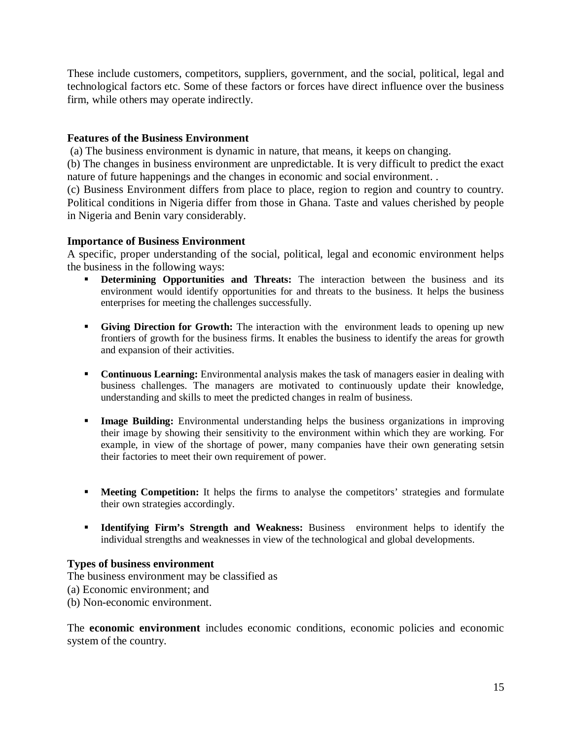These include customers, competitors, suppliers, government, and the social, political, legal and technological factors etc. Some of these factors or forces have direct influence over the business firm, while others may operate indirectly.

### Features of the Business Environment

(a) The business environment is dynamic in nature, that means, it keeps on changing.
(b) The changes in business environment are unpredictable. It is very difficult to predict the exact nature of future happenings and the changes in economic and social environment. .
(c) Business Environment differs from place to place, region to region and country to country. Political conditions in Nigeria differ from those in Ghana. Taste and values cherished by people in Nigeria and Benin vary considerably.

### Importance of Business Environment

A specific, proper understanding of the social, political, legal and economic environment helps the business in the following ways:

- **Determining Opportunities and Threats:** The interaction between the business and its environment would identify opportunities for and threats to the business. It helps the business enterprises for meeting the challenges successfully.
- **Giving Direction for Growth:** The interaction with the environment leads to opening up new frontiers of growth for the business firms. It enables the business to identify the areas for growth and expansion of their activities.
- **Continuous Learning:** Environmental analysis makes the task of managers easier in dealing with business challenges. The managers are motivated to continuously update their knowledge, understanding and skills to meet the predicted changes in realm of business.
- **Image Building:** Environmental understanding helps the business organizations in improving their image by showing their sensitivity to the environment within which they are working. For example, in view of the shortage of power, many companies have their own generating setsin their factories to meet their own requirement of power.
- **Meeting Competition:** It helps the firms to analyse the competitors' strategies and formulate their own strategies accordingly.
- **Identifying Firm's Strength and Weakness:** Business environment helps to identify the individual strengths and weaknesses in view of the technological and global developments.

### Types of business environment

The business environment may be classified as
(a) Economic environment; and
(b) Non-economic environment.

The **economic environment** includes economic conditions, economic policies and economic system of the country.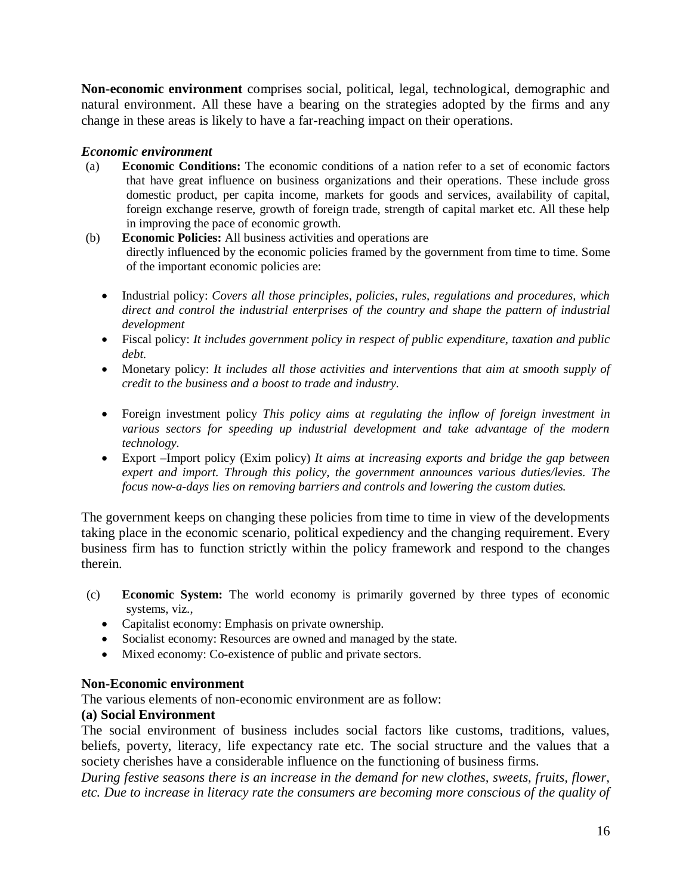**Non-economic environment** comprises social, political, legal, technological, demographic and natural environment. All these have a bearing on the strategies adopted by the firms and any change in these areas is likely to have a far-reaching impact on their operations.

***Economic environment***

(a) **Economic Conditions:** The economic conditions of a nation refer to a set of economic factors that have great influence on business organizations and their operations. These include gross domestic product, per capita income, markets for goods and services, availability of capital, foreign exchange reserve, growth of foreign trade, strength of capital market etc. All these help in improving the pace of economic growth.

(b) **Economic Policies:** All business activities and operations are directly influenced by the economic policies framed by the government from time to time. Some of the important economic policies are:

- Industrial policy: *Covers all those principles, policies, rules, regulations and procedures, which direct and control the industrial enterprises of the country and shape the pattern of industrial development*
- Fiscal policy: *It includes government policy in respect of public expenditure, taxation and public debt.*
- Monetary policy: *It includes all those activities and interventions that aim at smooth supply of credit to the business and a boost to trade and industry.*
- Foreign investment policy *This policy aims at regulating the inflow of foreign investment in various sectors for speeding up industrial development and take advantage of the modern technology.*
- Export –Import policy (Exim policy) *It aims at increasing exports and bridge the gap between expert and import. Through this policy, the government announces various duties/levies. The focus now-a-days lies on removing barriers and controls and lowering the custom duties.*

The government keeps on changing these policies from time to time in view of the developments taking place in the economic scenario, political expediency and the changing requirement. Every business firm has to function strictly within the policy framework and respond to the changes therein.

(c) **Economic System:** The world economy is primarily governed by three types of economic systems, viz.,

- Capitalist economy: Emphasis on private ownership.
- Socialist economy: Resources are owned and managed by the state.
- Mixed economy: Co-existence of public and private sectors.

**Non-Economic environment**

The various elements of non-economic environment are as follow:

**(a) Social Environment**

The social environment of business includes social factors like customs, traditions, values, beliefs, poverty, literacy, life expectancy rate etc. The social structure and the values that a society cherishes have a considerable influence on the functioning of business firms.

*During festive seasons there is an increase in the demand for new clothes, sweets, fruits, flower, etc. Due to increase in literacy rate the consumers are becoming more conscious of the quality of*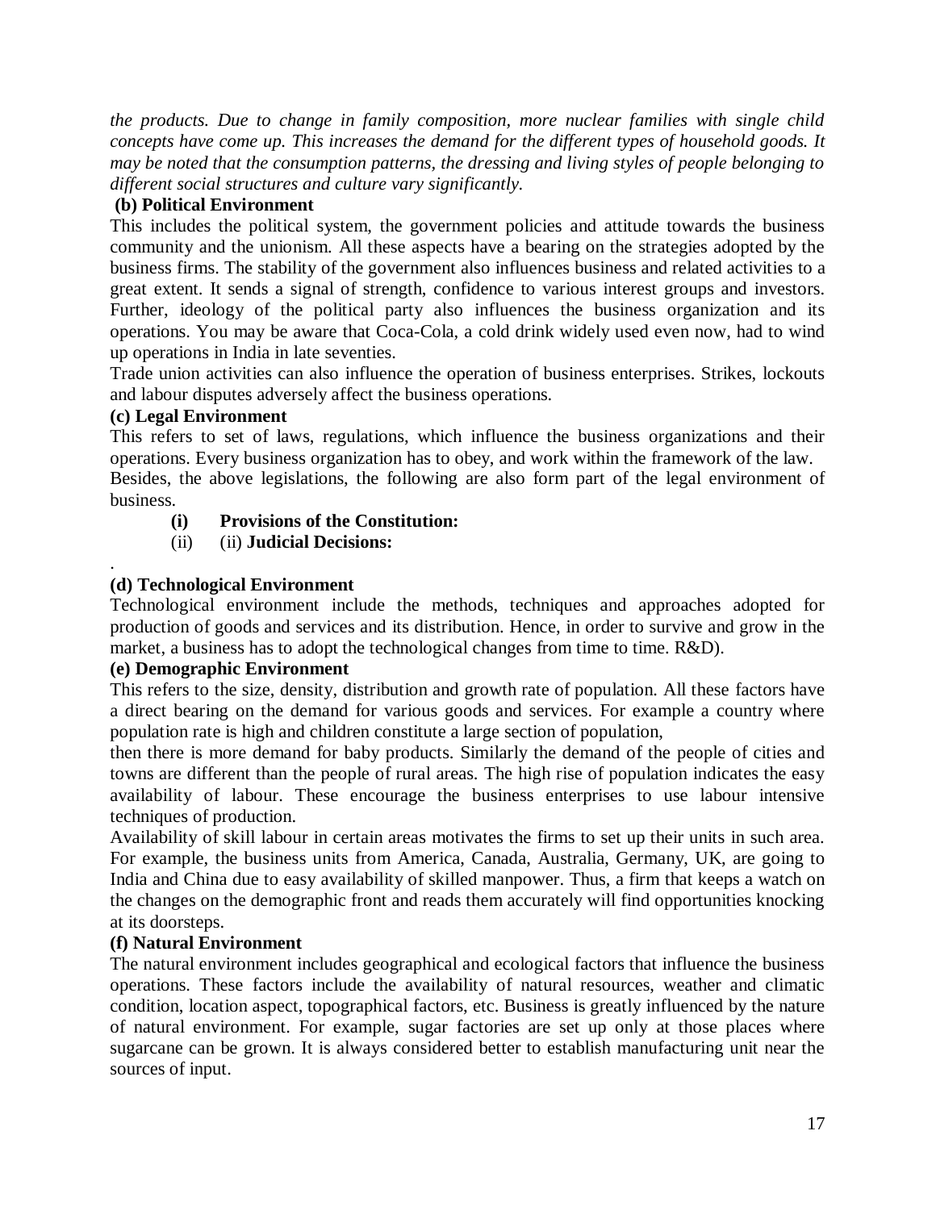*the products. Due to change in family composition, more nuclear families with single child concepts have come up. This increases the demand for the different types of household goods. It may be noted that the consumption patterns, the dressing and living styles of people belonging to different social structures and culture vary significantly.*

**(b) Political Environment**

This includes the political system, the government policies and attitude towards the business community and the unionism. All these aspects have a bearing on the strategies adopted by the business firms. The stability of the government also influences business and related activities to a great extent. It sends a signal of strength, confidence to various interest groups and investors. Further, ideology of the political party also influences the business organization and its operations. You may be aware that Coca-Cola, a cold drink widely used even now, had to wind up operations in India in late seventies.

Trade union activities can also influence the operation of business enterprises. Strikes, lockouts and labour disputes adversely affect the business operations.

**(c) Legal Environment**

This refers to set of laws, regulations, which influence the business organizations and their operations. Every business organization has to obey, and work within the framework of the law.

Besides, the above legislations, the following are also form part of the legal environment of business.

- **(i) Provisions of the Constitution:**
- (ii) (ii) **Judicial Decisions:**

.

**(d) Technological Environment**

Technological environment include the methods, techniques and approaches adopted for production of goods and services and its distribution. Hence, in order to survive and grow in the market, a business has to adopt the technological changes from time to time. R&D).

**(e) Demographic Environment**

This refers to the size, density, distribution and growth rate of population. All these factors have a direct bearing on the demand for various goods and services. For example a country where population rate is high and children constitute a large section of population,

then there is more demand for baby products. Similarly the demand of the people of cities and towns are different than the people of rural areas. The high rise of population indicates the easy availability of labour. These encourage the business enterprises to use labour intensive techniques of production.

Availability of skill labour in certain areas motivates the firms to set up their units in such area. For example, the business units from America, Canada, Australia, Germany, UK, are going to India and China due to easy availability of skilled manpower. Thus, a firm that keeps a watch on the changes on the demographic front and reads them accurately will find opportunities knocking at its doorsteps.

**(f) Natural Environment**

The natural environment includes geographical and ecological factors that influence the business operations. These factors include the availability of natural resources, weather and climatic condition, location aspect, topographical factors, etc. Business is greatly influenced by the nature of natural environment. For example, sugar factories are set up only at those places where sugarcane can be grown. It is always considered better to establish manufacturing unit near the sources of input.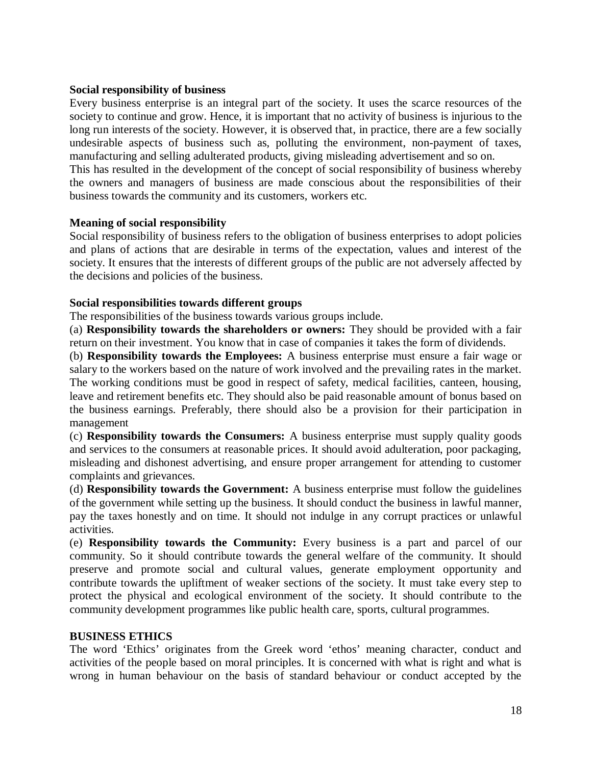**Social responsibility of business**

Every business enterprise is an integral part of the society. It uses the scarce resources of the society to continue and grow. Hence, it is important that no activity of business is injurious to the long run interests of the society. However, it is observed that, in practice, there are a few socially undesirable aspects of business such as, polluting the environment, non-payment of taxes, manufacturing and selling adulterated products, giving misleading advertisement and so on.
This has resulted in the development of the concept of social responsibility of business whereby the owners and managers of business are made conscious about the responsibilities of their business towards the community and its customers, workers etc.

**Meaning of social responsibility**

Social responsibility of business refers to the obligation of business enterprises to adopt policies and plans of actions that are desirable in terms of the expectation, values and interest of the society. It ensures that the interests of different groups of the public are not adversely affected by the decisions and policies of the business.

**Social responsibilities towards different groups**

The responsibilities of the business towards various groups include.

(a) **Responsibility towards the shareholders or owners:** They should be provided with a fair return on their investment. You know that in case of companies it takes the form of dividends.

(b) **Responsibility towards the Employees:** A business enterprise must ensure a fair wage or salary to the workers based on the nature of work involved and the prevailing rates in the market. The working conditions must be good in respect of safety, medical facilities, canteen, housing, leave and retirement benefits etc. They should also be paid reasonable amount of bonus based on the business earnings. Preferably, there should also be a provision for their participation in management

(c) **Responsibility towards the Consumers:** A business enterprise must supply quality goods and services to the consumers at reasonable prices. It should avoid adulteration, poor packaging, misleading and dishonest advertising, and ensure proper arrangement for attending to customer complaints and grievances.

(d) **Responsibility towards the Government:** A business enterprise must follow the guidelines of the government while setting up the business. It should conduct the business in lawful manner, pay the taxes honestly and on time. It should not indulge in any corrupt practices or unlawful activities.

(e) **Responsibility towards the Community:** Every business is a part and parcel of our community. So it should contribute towards the general welfare of the community. It should preserve and promote social and cultural values, generate employment opportunity and contribute towards the upliftment of weaker sections of the society. It must take every step to protect the physical and ecological environment of the society. It should contribute to the community development programmes like public health care, sports, cultural programmes.

**BUSINESS ETHICS**

The word 'Ethics' originates from the Greek word 'ethos' meaning character, conduct and activities of the people based on moral principles. It is concerned with what is right and what is wrong in human behaviour on the basis of standard behaviour or conduct accepted by the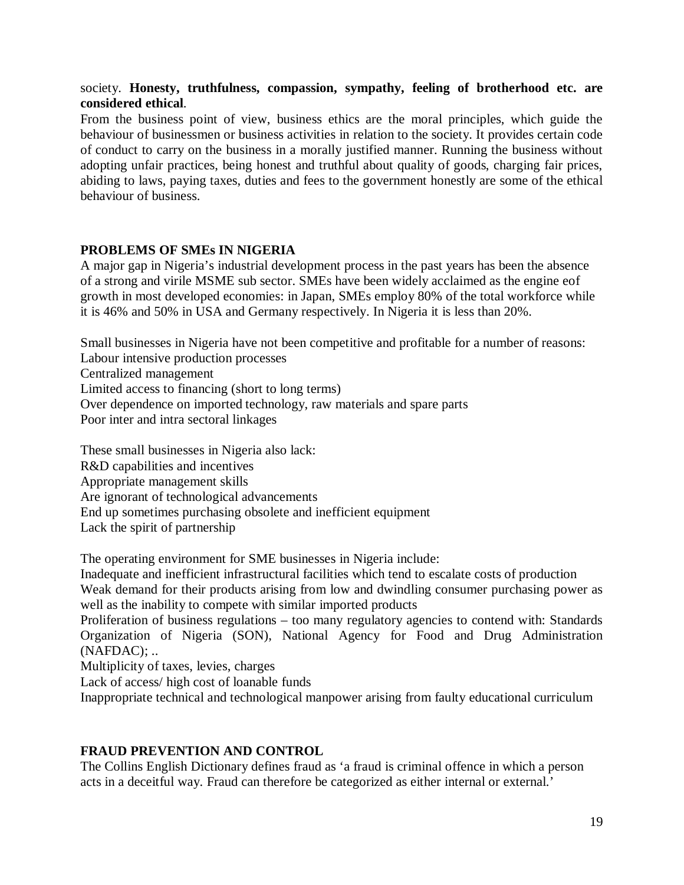society. **Honesty, truthfulness, compassion, sympathy, feeling of brotherhood etc. are considered ethical**.

From the business point of view, business ethics are the moral principles, which guide the behaviour of businessmen or business activities in relation to the society. It provides certain code of conduct to carry on the business in a morally justified manner. Running the business without adopting unfair practices, being honest and truthful about quality of goods, charging fair prices, abiding to laws, paying taxes, duties and fees to the government honestly are some of the ethical behaviour of business.

## PROBLEMS OF SMEs IN NIGERIA

A major gap in Nigeria's industrial development process in the past years has been the absence of a strong and virile MSME sub sector. SMEs have been widely acclaimed as the engine eof growth in most developed economies: in Japan, SMEs employ 80% of the total workforce while it is 46% and 50% in USA and Germany respectively. In Nigeria it is less than 20%.

Small businesses in Nigeria have not been competitive and profitable for a number of reasons:
Labour intensive production processes
Centralized management
Limited access to financing (short to long terms)
Over dependence on imported technology, raw materials and spare parts
Poor inter and intra sectoral linkages

These small businesses in Nigeria also lack:
R&D capabilities and incentives
Appropriate management skills
Are ignorant of technological advancements
End up sometimes purchasing obsolete and inefficient equipment
Lack the spirit of partnership

The operating environment for SME businesses in Nigeria include:
Inadequate and inefficient infrastructural facilities which tend to escalate costs of production
Weak demand for their products arising from low and dwindling consumer purchasing power as well as the inability to compete with similar imported products
Proliferation of business regulations – too many regulatory agencies to contend with: Standards Organization of Nigeria (SON), National Agency for Food and Drug Administration (NAFDAC); ..
Multiplicity of taxes, levies, charges
Lack of access/ high cost of loanable funds
Inappropriate technical and technological manpower arising from faulty educational curriculum

## FRAUD PREVENTION AND CONTROL

The Collins English Dictionary defines fraud as 'a fraud is criminal offence in which a person acts in a deceitful way. Fraud can therefore be categorized as either internal or external.'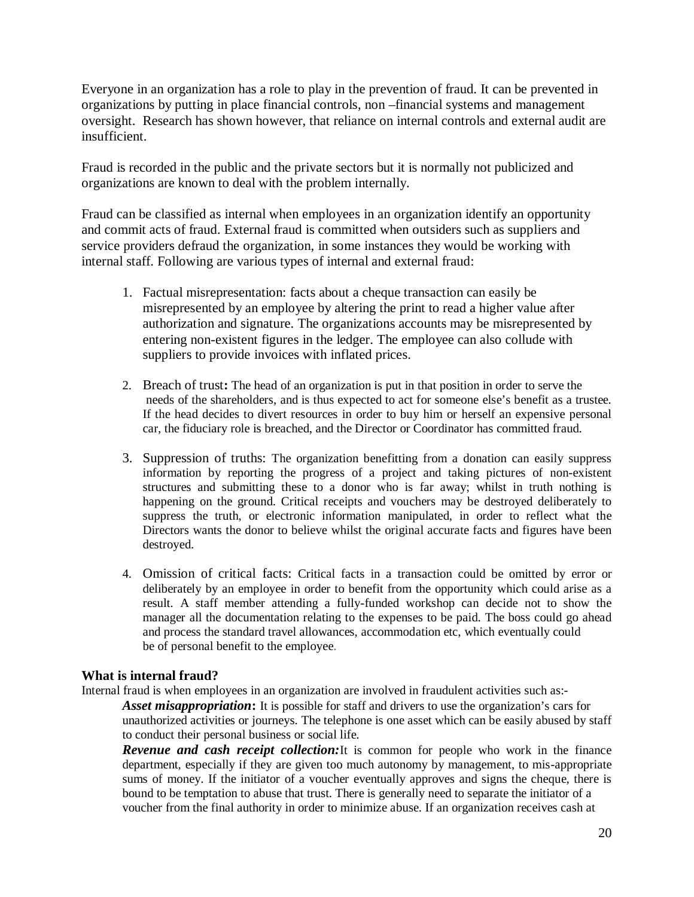Everyone in an organization has a role to play in the prevention of fraud. It can be prevented in organizations by putting in place financial controls, non –financial systems and management oversight.  Research has shown however, that reliance on internal controls and external audit are insufficient.

Fraud is recorded in the public and the private sectors but it is normally not publicized and organizations are known to deal with the problem internally.

Fraud can be classified as internal when employees in an organization identify an opportunity and commit acts of fraud. External fraud is committed when outsiders such as suppliers and service providers defraud the organization, in some instances they would be working with internal staff. Following are various types of internal and external fraud:

1. Factual misrepresentation: facts about a cheque transaction can easily be misrepresented by an employee by altering the print to read a higher value after authorization and signature. The organizations accounts may be misrepresented by entering non-existent figures in the ledger. The employee can also collude with suppliers to provide invoices with inflated prices.

2. Breach of trust**:** The head of an organization is put in that position in order to serve the needs of the shareholders, and is thus expected to act for someone else's benefit as a trustee. If the head decides to divert resources in order to buy him or herself an expensive personal car, the fiduciary role is breached, and the Director or Coordinator has committed fraud.

3. Suppression of truths: The organization benefitting from a donation can easily suppress information by reporting the progress of a project and taking pictures of non-existent structures and submitting these to a donor who is far away; whilst in truth nothing is happening on the ground. Critical receipts and vouchers may be destroyed deliberately to suppress the truth, or electronic information manipulated, in order to reflect what the Directors wants the donor to believe whilst the original accurate facts and figures have been destroyed.

4. Omission of critical facts: Critical facts in a transaction could be omitted by error or deliberately by an employee in order to benefit from the opportunity which could arise as a result. A staff member attending a fully-funded workshop can decide not to show the manager all the documentation relating to the expenses to be paid. The boss could go ahead and process the standard travel allowances, accommodation etc, which eventually could be of personal benefit to the employee.

**What is internal fraud?**

Internal fraud is when employees in an organization are involved in fraudulent activities such as:-

***Asset misappropriation*****:** It is possible for staff and drivers to use the organization's cars for unauthorized activities or journeys. The telephone is one asset which can be easily abused by staff to conduct their personal business or social life.

***Revenue and cash receipt collection:***It is common for people who work in the finance department, especially if they are given too much autonomy by management, to mis-appropriate sums of money. If the initiator of a voucher eventually approves and signs the cheque, there is bound to be temptation to abuse that trust. There is generally need to separate the initiator of a voucher from the final authority in order to minimize abuse. If an organization receives cash at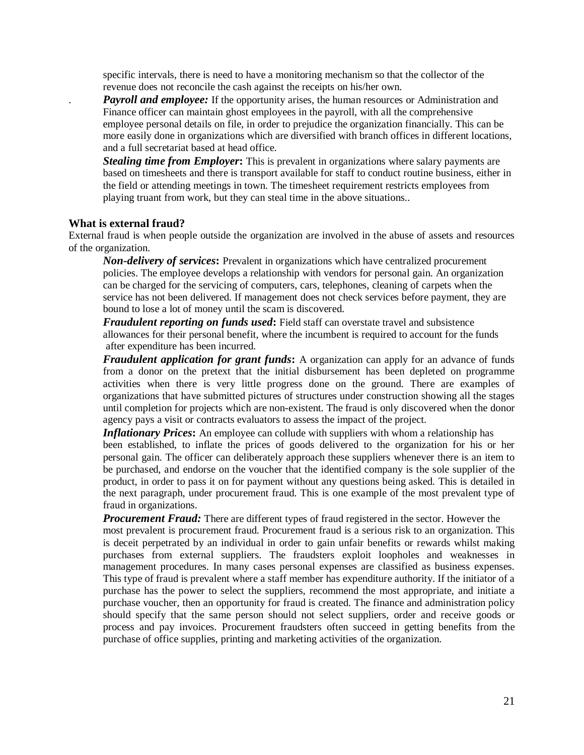specific intervals, there is need to have a monitoring mechanism so that the collector of the revenue does not reconcile the cash against the receipts on his/her own.

. ***Payroll and employee:*** If the opportunity arises, the human resources or Administration and Finance officer can maintain ghost employees in the payroll, with all the comprehensive employee personal details on file, in order to prejudice the organization financially. This can be more easily done in organizations which are diversified with branch offices in different locations, and a full secretariat based at head office.

***Stealing time from Employer*:** This is prevalent in organizations where salary payments are based on timesheets and there is transport available for staff to conduct routine business, either in the field or attending meetings in town. The timesheet requirement restricts employees from playing truant from work, but they can steal time in the above situations..

### What is external fraud?

External fraud is when people outside the organization are involved in the abuse of assets and resources of the organization.

***Non-delivery of services*:** Prevalent in organizations which have centralized procurement policies. The employee develops a relationship with vendors for personal gain. An organization can be charged for the servicing of computers, cars, telephones, cleaning of carpets when the service has not been delivered. If management does not check services before payment, they are bound to lose a lot of money until the scam is discovered.

***Fraudulent reporting on funds used*:** Field staff can overstate travel and subsistence allowances for their personal benefit, where the incumbent is required to account for the funds after expenditure has been incurred.

***Fraudulent application for grant funds*:** A organization can apply for an advance of funds from a donor on the pretext that the initial disbursement has been depleted on programme activities when there is very little progress done on the ground. There are examples of organizations that have submitted pictures of structures under construction showing all the stages until completion for projects which are non-existent. The fraud is only discovered when the donor agency pays a visit or contracts evaluators to assess the impact of the project.

***Inflationary Prices*:** An employee can collude with suppliers with whom a relationship has been established, to inflate the prices of goods delivered to the organization for his or her personal gain. The officer can deliberately approach these suppliers whenever there is an item to be purchased, and endorse on the voucher that the identified company is the sole supplier of the product, in order to pass it on for payment without any questions being asked. This is detailed in the next paragraph, under procurement fraud. This is one example of the most prevalent type of fraud in organizations.

***Procurement Fraud:*** There are different types of fraud registered in the sector. However the most prevalent is procurement fraud. Procurement fraud is a serious risk to an organization. This is deceit perpetrated by an individual in order to gain unfair benefits or rewards whilst making purchases from external suppliers. The fraudsters exploit loopholes and weaknesses in management procedures. In many cases personal expenses are classified as business expenses. This type of fraud is prevalent where a staff member has expenditure authority. If the initiator of a purchase has the power to select the suppliers, recommend the most appropriate, and initiate a purchase voucher, then an opportunity for fraud is created. The finance and administration policy should specify that the same person should not select suppliers, order and receive goods or process and pay invoices. Procurement fraudsters often succeed in getting benefits from the purchase of office supplies, printing and marketing activities of the organization.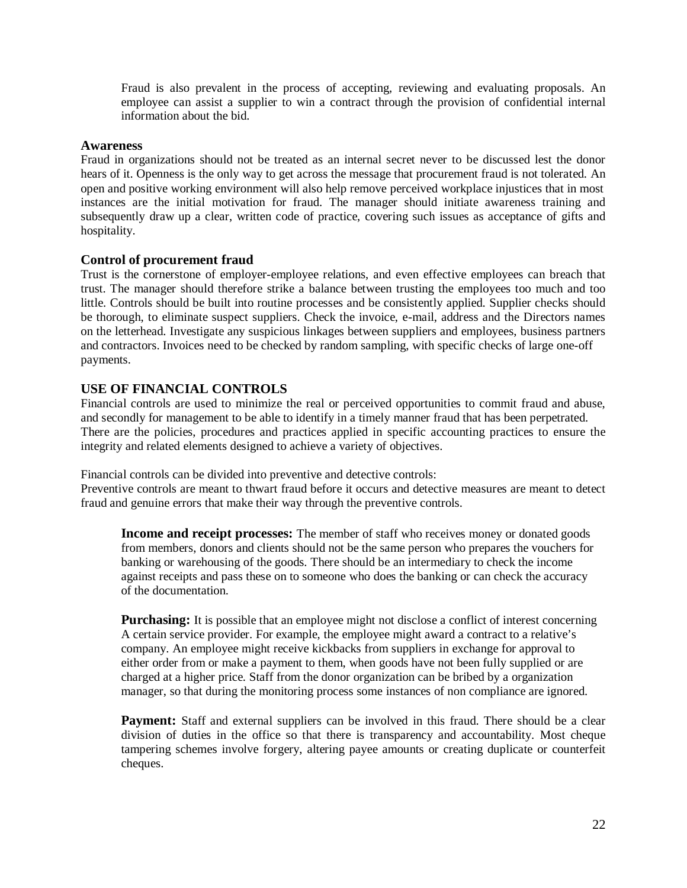Fraud is also prevalent in the process of accepting, reviewing and evaluating proposals. An employee can assist a supplier to win a contract through the provision of confidential internal information about the bid.

### Awareness

Fraud in organizations should not be treated as an internal secret never to be discussed lest the donor hears of it. Openness is the only way to get across the message that procurement fraud is not tolerated. An open and positive working environment will also help remove perceived workplace injustices that in most instances are the initial motivation for fraud. The manager should initiate awareness training and subsequently draw up a clear, written code of practice, covering such issues as acceptance of gifts and hospitality.

### Control of procurement fraud

Trust is the cornerstone of employer-employee relations, and even effective employees can breach that trust. The manager should therefore strike a balance between trusting the employees too much and too little. Controls should be built into routine processes and be consistently applied. Supplier checks should be thorough, to eliminate suspect suppliers. Check the invoice, e-mail, address and the Directors names on the letterhead. Investigate any suspicious linkages between suppliers and employees, business partners and contractors. Invoices need to be checked by random sampling, with specific checks of large one-off payments.

## USE OF FINANCIAL CONTROLS

Financial controls are used to minimize the real or perceived opportunities to commit fraud and abuse, and secondly for management to be able to identify in a timely manner fraud that has been perpetrated. There are the policies, procedures and practices applied in specific accounting practices to ensure the integrity and related elements designed to achieve a variety of objectives.

Financial controls can be divided into preventive and detective controls:
Preventive controls are meant to thwart fraud before it occurs and detective measures are meant to detect fraud and genuine errors that make their way through the preventive controls.

**Income and receipt processes:** The member of staff who receives money or donated goods from members, donors and clients should not be the same person who prepares the vouchers for banking or warehousing of the goods. There should be an intermediary to check the income against receipts and pass these on to someone who does the banking or can check the accuracy of the documentation.

**Purchasing:** It is possible that an employee might not disclose a conflict of interest concerning A certain service provider. For example, the employee might award a contract to a relative's company. An employee might receive kickbacks from suppliers in exchange for approval to either order from or make a payment to them, when goods have not been fully supplied or are charged at a higher price. Staff from the donor organization can be bribed by a organization manager, so that during the monitoring process some instances of non compliance are ignored.

**Payment:** Staff and external suppliers can be involved in this fraud. There should be a clear division of duties in the office so that there is transparency and accountability. Most cheque tampering schemes involve forgery, altering payee amounts or creating duplicate or counterfeit cheques.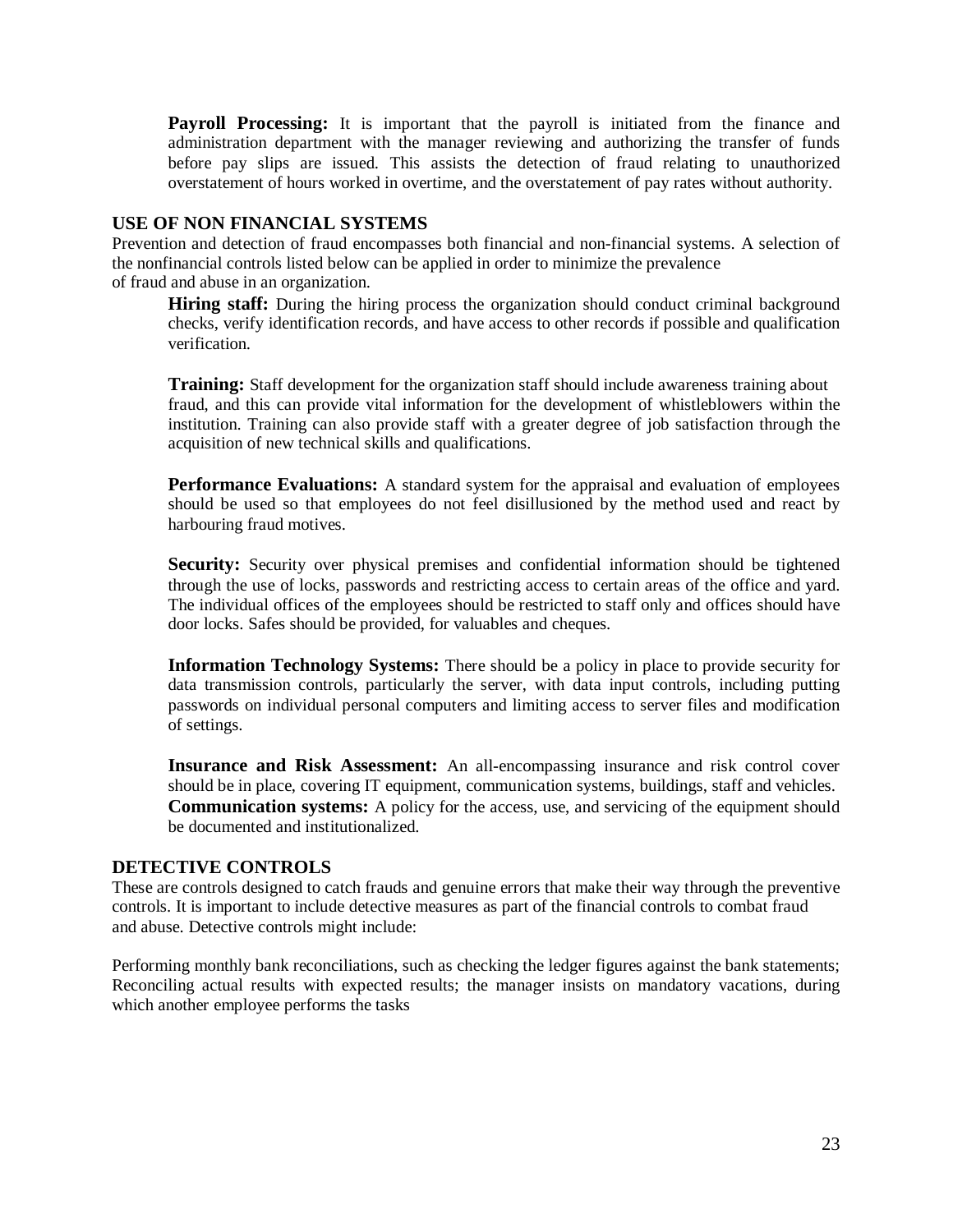**Payroll Processing:** It is important that the payroll is initiated from the finance and administration department with the manager reviewing and authorizing the transfer of funds before pay slips are issued. This assists the detection of fraud relating to unauthorized overstatement of hours worked in overtime, and the overstatement of pay rates without authority.

## USE OF NON FINANCIAL SYSTEMS

Prevention and detection of fraud encompasses both financial and non-financial systems. A selection of the nonfinancial controls listed below can be applied in order to minimize the prevalence of fraud and abuse in an organization.

**Hiring staff:** During the hiring process the organization should conduct criminal background checks, verify identification records, and have access to other records if possible and qualification verification.

**Training:** Staff development for the organization staff should include awareness training about fraud, and this can provide vital information for the development of whistleblowers within the institution. Training can also provide staff with a greater degree of job satisfaction through the acquisition of new technical skills and qualifications.

**Performance Evaluations:** A standard system for the appraisal and evaluation of employees should be used so that employees do not feel disillusioned by the method used and react by harbouring fraud motives.

**Security:** Security over physical premises and confidential information should be tightened through the use of locks, passwords and restricting access to certain areas of the office and yard. The individual offices of the employees should be restricted to staff only and offices should have door locks. Safes should be provided, for valuables and cheques.

**Information Technology Systems:** There should be a policy in place to provide security for data transmission controls, particularly the server, with data input controls, including putting passwords on individual personal computers and limiting access to server files and modification of settings.

**Insurance and Risk Assessment:** An all-encompassing insurance and risk control cover should be in place, covering IT equipment, communication systems, buildings, staff and vehicles.

**Communication systems:** A policy for the access, use, and servicing of the equipment should be documented and institutionalized.

## DETECTIVE CONTROLS

These are controls designed to catch frauds and genuine errors that make their way through the preventive controls. It is important to include detective measures as part of the financial controls to combat fraud and abuse. Detective controls might include:

Performing monthly bank reconciliations, such as checking the ledger figures against the bank statements; Reconciling actual results with expected results; the manager insists on mandatory vacations, during which another employee performs the tasks